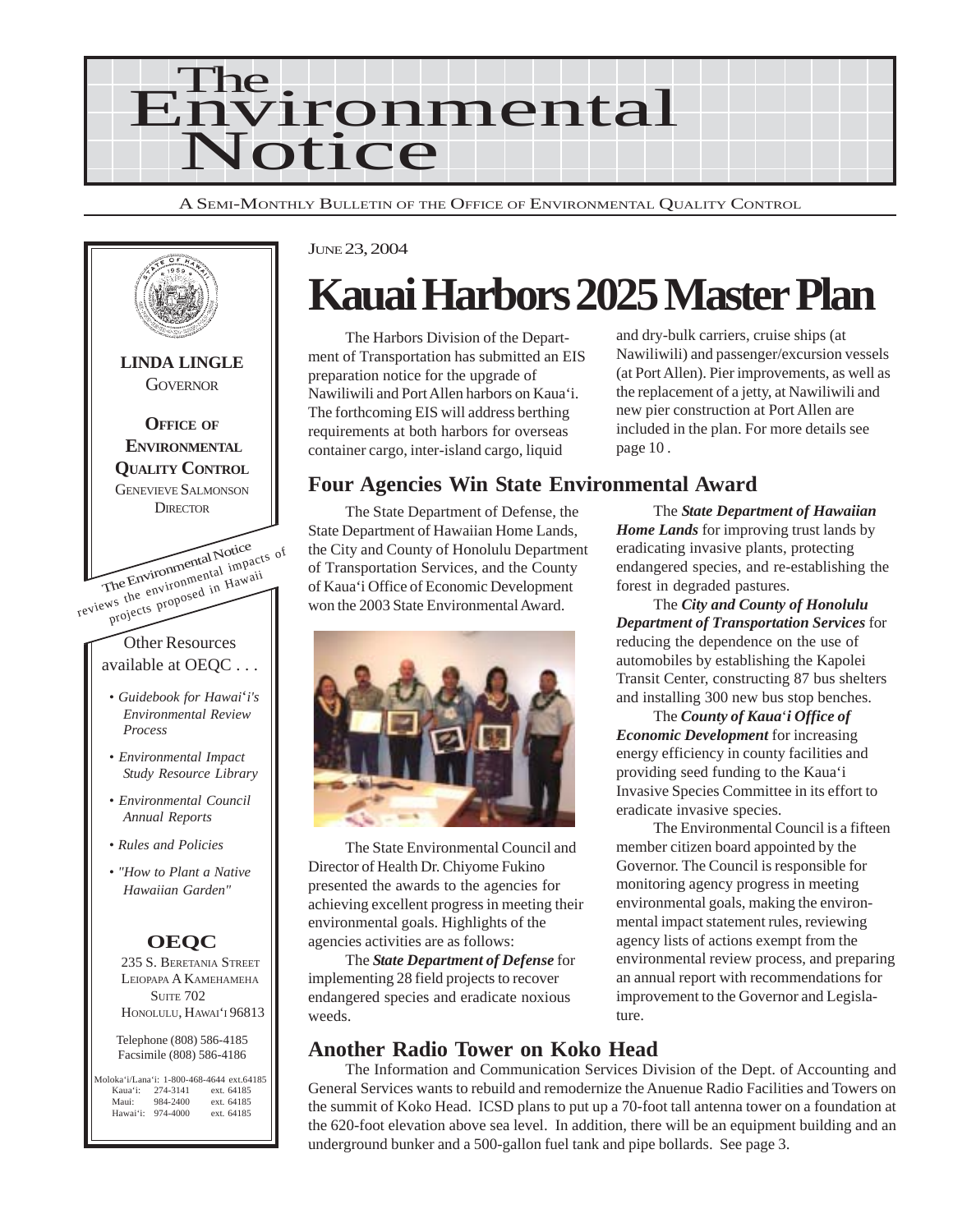# The Environmental Notice

A Semi-Monthly Bulletin of the Office of Environmental Quality Control

**LINDA LINGLE**
GOVERNOR

**OFFICE OF ENVIRONMENTAL QUALITY CONTROL**
GENEVIEVE SALMONSON
DIRECTOR

*The Environmental Notice* reviews the environmental impacts of projects proposed in Hawaii

Other Resources available at OEQC . . .

- *Guidebook for Hawai'i's Environmental Review Process*
- *Environmental Impact Study Resource Library*
- *Environmental Council Annual Reports*
- *Rules and Policies*
- *"How to Plant a Native Hawaiian Garden"*

**OEQC**

235 S. Beretania Street
Leiopapa A Kamehameha
Suite 702
Honolulu, Hawai'i 96813

Telephone (808) 586-4185
Facsimile (808) 586-4186

| | | |
|---|---|---|
| Moloka'i/Lana'i: | 1-800-468-4644 | ext.64185 |
| Kaua'i: | 274-3141 | ext. 64185 |
| Maui: | 984-2400 | ext. 64185 |
| Hawai'i: | 974-4000 | ext. 64185 |

June 23, 2004

# Kauai Harbors 2025 Master Plan

The Harbors Division of the Department of Transportation has submitted an EIS preparation notice for the upgrade of Nawiliwili and Port Allen harbors on Kaua'i. The forthcoming EIS will address berthing requirements at both harbors for overseas container cargo, inter-island cargo, liquid and dry-bulk carriers, cruise ships (at Nawiliwili) and passenger/excursion vessels (at Port Allen). Pier improvements, as well as the replacement of a jetty, at Nawiliwili and new pier construction at Port Allen are included in the plan. For more details see page 10 .

## Four Agencies Win State Environmental Award

The State Department of Defense, the State Department of Hawaiian Home Lands, the City and County of Honolulu Department of Transportation Services, and the County of Kaua'i Office of Economic Development won the 2003 State Environmental Award.

The State Environmental Council and Director of Health Dr. Chiyome Fukino presented the awards to the agencies for achieving excellent progress in meeting their environmental goals. Highlights of the agencies activities are as follows:

The ***State Department of Defense*** for implementing 28 field projects to recover endangered species and eradicate noxious weeds.

The ***State Department of Hawaiian Home Lands*** for improving trust lands by eradicating invasive plants, protecting endangered species, and re-establishing the forest in degraded pastures.

The ***City and County of Honolulu Department of Transportation Services*** for reducing the dependence on the use of automobiles by establishing the Kapolei Transit Center, constructing 87 bus shelters and installing 300 new bus stop benches.

The ***County of Kaua'i Office of Economic Development*** for increasing energy efficiency in county facilities and providing seed funding to the Kaua'i Invasive Species Committee in its effort to eradicate invasive species.

The Environmental Council is a fifteen member citizen board appointed by the Governor. The Council is responsible for monitoring agency progress in meeting environmental goals, making the environmental impact statement rules, reviewing agency lists of actions exempt from the environmental review process, and preparing an annual report with recommendations for improvement to the Governor and Legislature.

## Another Radio Tower on Koko Head

The Information and Communication Services Division of the Dept. of Accounting and General Services wants to rebuild and remodernize the Anuenue Radio Facilities and Towers on the summit of Koko Head. ICSD plans to put up a 70-foot tall antenna tower on a foundation at the 620-foot elevation above sea level. In addition, there will be an equipment building and an underground bunker and a 500-gallon fuel tank and pipe bollards. See page 3.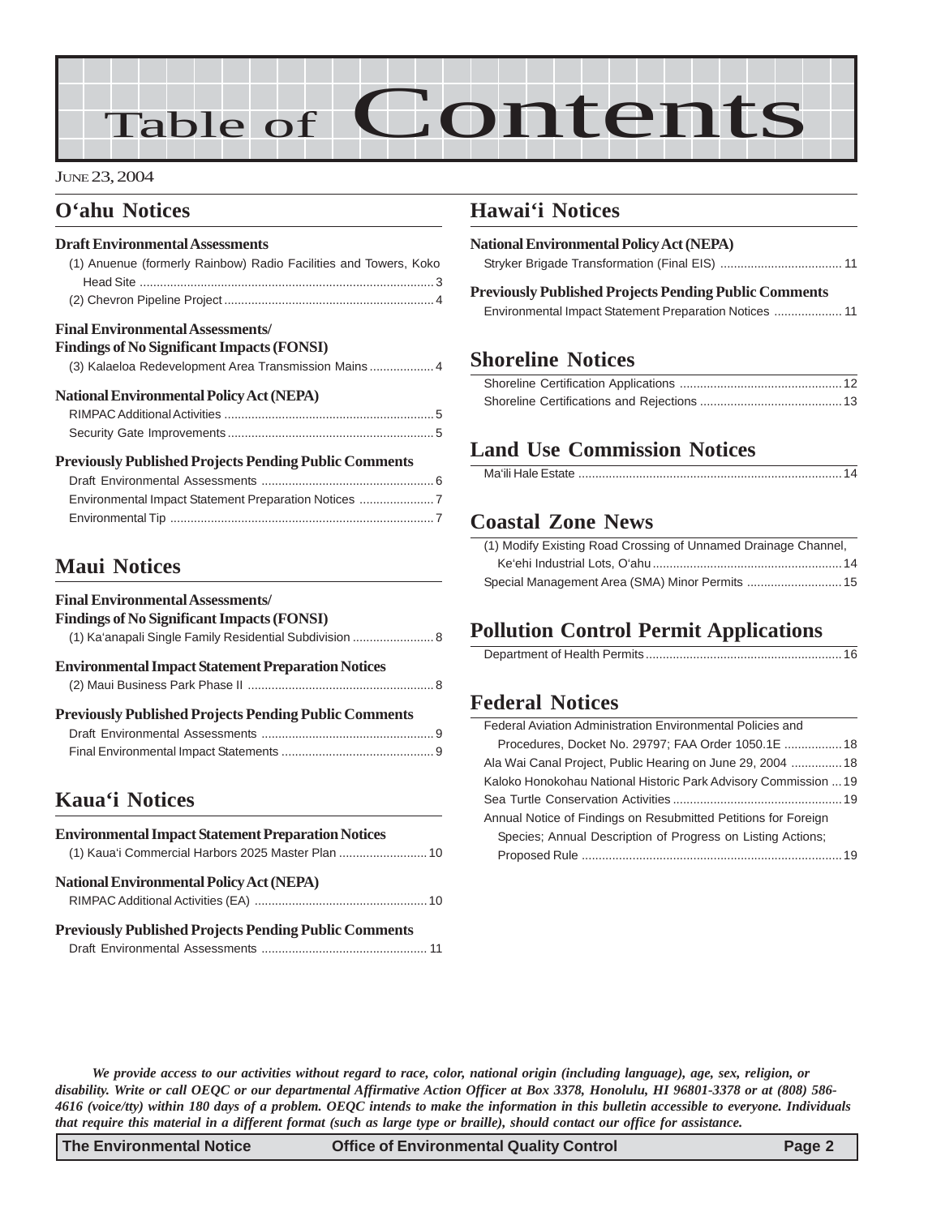# Table of Contents

JUNE 23, 2004

## O'ahu Notices

### Draft Environmental Assessments

(1) Anuenue (formerly Rainbow) Radio Facilities and Towers, Koko Head Site ..... 3
(2) Chevron Pipeline Project ..... 4

### Final Environmental Assessments/ Findings of No Significant Impacts (FONSI)

(3) Kalaeloa Redevelopment Area Transmission Mains ..... 4

### National Environmental Policy Act (NEPA)

RIMPAC Additional Activities ..... 5
Security Gate Improvements ..... 5

### Previously Published Projects Pending Public Comments

Draft Environmental Assessments ..... 6
Environmental Impact Statement Preparation Notices ..... 7
Environmental Tip ..... 7

## Maui Notices

### Final Environmental Assessments/ Findings of No Significant Impacts (FONSI)

(1) Ka'anapali Single Family Residential Subdivision ..... 8

### Environmental Impact Statement Preparation Notices

(2) Maui Business Park Phase II ..... 8

### Previously Published Projects Pending Public Comments

Draft Environmental Assessments ..... 9
Final Environmental Impact Statements ..... 9

## Kaua'i Notices

### Environmental Impact Statement Preparation Notices

(1) Kaua'i Commercial Harbors 2025 Master Plan ..... 10

### National Environmental Policy Act (NEPA)

RIMPAC Additional Activities (EA) ..... 10

### Previously Published Projects Pending Public Comments

Draft Environmental Assessments ..... 11

## Hawai'i Notices

### National Environmental Policy Act (NEPA)

Stryker Brigade Transformation (Final EIS) ..... 11

### Previously Published Projects Pending Public Comments

Environmental Impact Statement Preparation Notices ..... 11

## Shoreline Notices

Shoreline Certification Applications ..... 12
Shoreline Certifications and Rejections ..... 13

## Land Use Commission Notices

Ma'ili Hale Estate ..... 14

## Coastal Zone News

(1) Modify Existing Road Crossing of Unnamed Drainage Channel, Ke'ehi Industrial Lots, O'ahu ..... 14
Special Management Area (SMA) Minor Permits ..... 15

## Pollution Control Permit Applications

Department of Health Permits ..... 16

## Federal Notices

Federal Aviation Administration Environmental Policies and Procedures, Docket No. 29797; FAA Order 1050.1E ..... 18
Ala Wai Canal Project, Public Hearing on June 29, 2004 ..... 18
Kaloko Honokohau National Historic Park Advisory Commission ..... 19
Sea Turtle Conservation Activities ..... 19
Annual Notice of Findings on Resubmitted Petitions for Foreign Species; Annual Description of Progress on Listing Actions; Proposed Rule ..... 19

***We provide access to our activities without regard to race, color, national origin (including language), age, sex, religion, or disability. Write or call OEQC or our departmental Affirmative Action Officer at Box 3378, Honolulu, HI 96801-3378 or at (808) 586-4616 (voice/tty) within 180 days of a problem. OEQC intends to make the information in this bulletin accessible to everyone. Individuals that require this material in a different format (such as large type or braille), should contact our office for assistance.***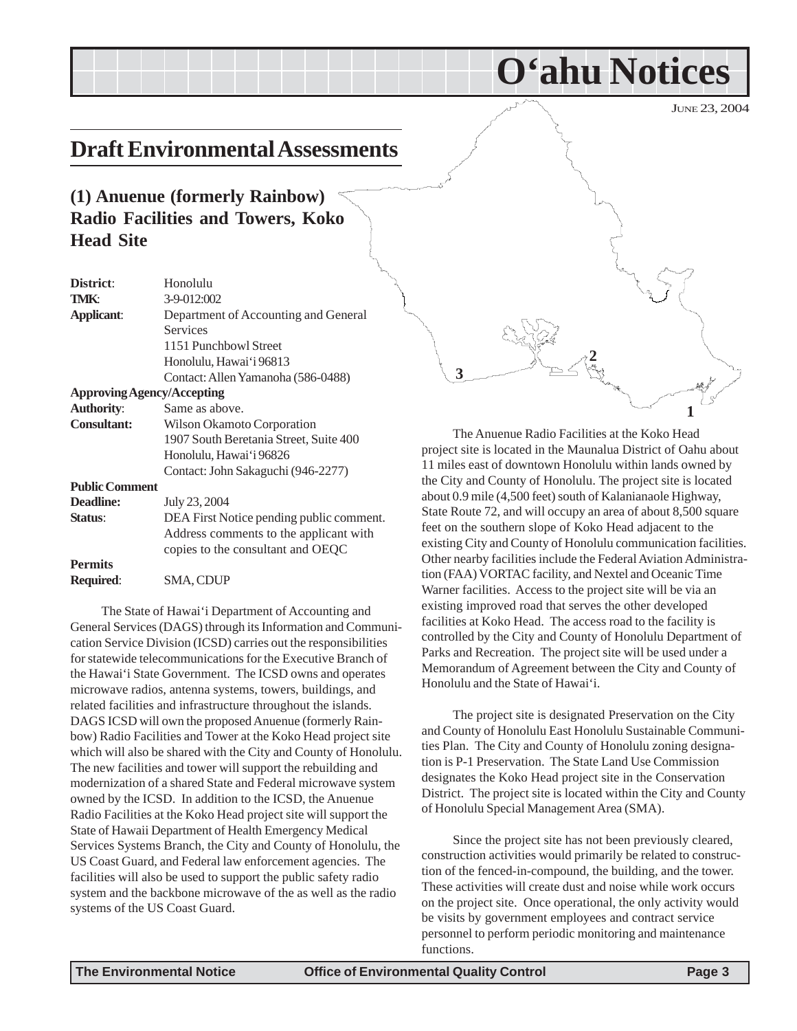# O'ahu Notices

JUNE 23, 2004

## Draft Environmental Assessments

### (1) Anuenue (formerly Rainbow) Radio Facilities and Towers, Koko Head Site

| | |
|---|---|
| **District**: | Honolulu |
| **TMK**: | 3-9-012:002 |
| **Applicant**: | Department of Accounting and General Services<br>1151 Punchbowl Street<br>Honolulu, Hawai'i 96813<br>Contact: Allen Yamanoha (586-0488) |
| **Approving Agency/Accepting Authority**: | Same as above. |
| **Consultant:** | Wilson Okamoto Corporation<br>1907 South Beretania Street, Suite 400<br>Honolulu, Hawai'i 96826<br>Contact: John Sakaguchi (946-2277) |
| **Public Comment Deadline:** | July 23, 2004 |
| **Status**: | DEA First Notice pending public comment. Address comments to the applicant with copies to the consultant and OEQC |
| **Permits Required**: | SMA, CDUP |

The State of Hawai'i Department of Accounting and General Services (DAGS) through its Information and Communication Service Division (ICSD) carries out the responsibilities for statewide telecommunications for the Executive Branch of the Hawai'i State Government. The ICSD owns and operates microwave radios, antenna systems, towers, buildings, and related facilities and infrastructure throughout the islands. DAGS ICSD will own the proposed Anuenue (formerly Rainbow) Radio Facilities and Tower at the Koko Head project site which will also be shared with the City and County of Honolulu. The new facilities and tower will support the rebuilding and modernization of a shared State and Federal microwave system owned by the ICSD. In addition to the ICSD, the Anuenue Radio Facilities at the Koko Head project site will support the State of Hawaii Department of Health Emergency Medical Services Systems Branch, the City and County of Honolulu, the US Coast Guard, and Federal law enforcement agencies. The facilities will also be used to support the public safety radio system and the backbone microwave of the as well as the radio systems of the US Coast Guard.

The Anuenue Radio Facilities at the Koko Head project site is located in the Maunalua District of Oahu about 11 miles east of downtown Honolulu within lands owned by the City and County of Honolulu. The project site is located about 0.9 mile (4,500 feet) south of Kalanianaole Highway, State Route 72, and will occupy an area of about 8,500 square feet on the southern slope of Koko Head adjacent to the existing City and County of Honolulu communication facilities. Other nearby facilities include the Federal Aviation Administration (FAA) VORTAC facility, and Nextel and Oceanic Time Warner facilities. Access to the project site will be via an existing improved road that serves the other developed facilities at Koko Head. The access road to the facility is controlled by the City and County of Honolulu Department of Parks and Recreation. The project site will be used under a Memorandum of Agreement between the City and County of Honolulu and the State of Hawai'i.

The project site is designated Preservation on the City and County of Honolulu East Honolulu Sustainable Communities Plan. The City and County of Honolulu zoning designation is P-1 Preservation. The State Land Use Commission designates the Koko Head project site in the Conservation District. The project site is located within the City and County of Honolulu Special Management Area (SMA).

Since the project site has not been previously cleared, construction activities would primarily be related to construction of the fenced-in-compound, the building, and the tower. These activities will create dust and noise while work occurs on the project site. Once operational, the only activity would be visits by government employees and contract service personnel to perform periodic monitoring and maintenance functions.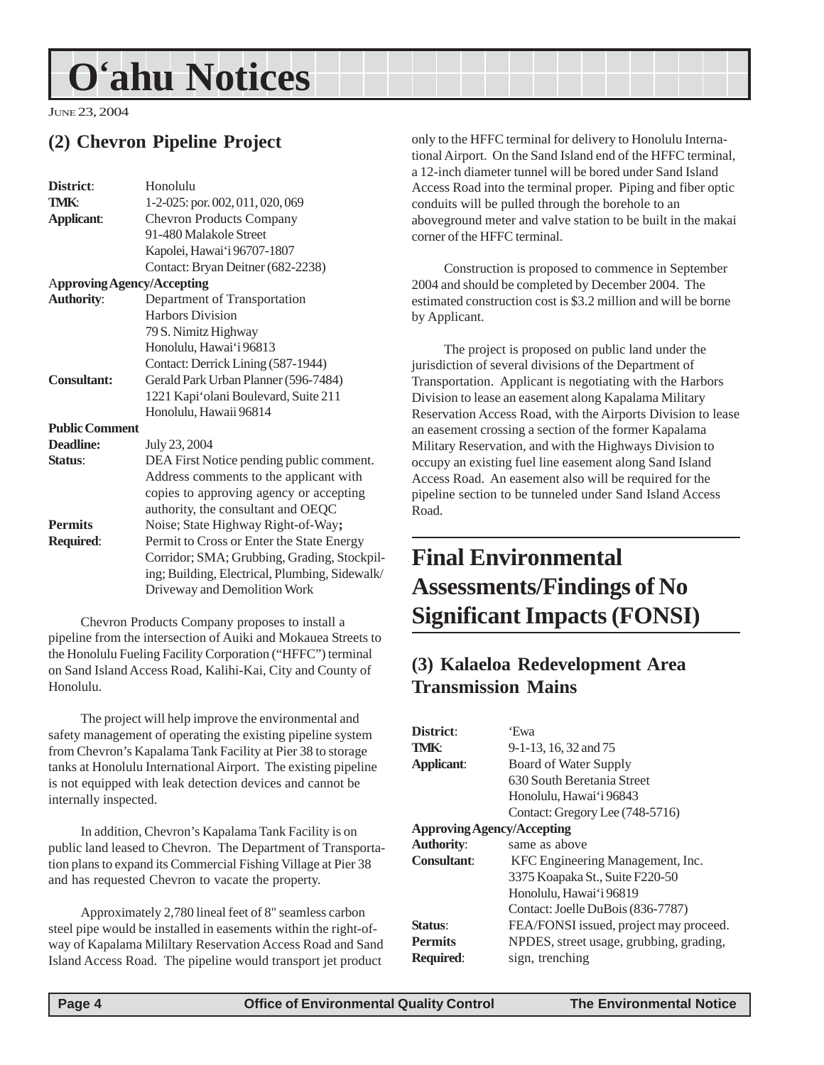# O'ahu Notices

JUNE 23, 2004

## (2) Chevron Pipeline Project

| | |
|---|---|
| **District**: | Honolulu |
| **TMK**: | 1-2-025: por. 002, 011, 020, 069 |
| **Applicant**: | Chevron Products Company<br>91-480 Malakole Street<br>Kapolei, Hawai'i 96707-1807<br>Contact: Bryan Deitner (682-2238) |
| **Approving Agency/Accepting Authority**: | Department of Transportation<br>Harbors Division<br>79 S. Nimitz Highway<br>Honolulu, Hawai'i 96813<br>Contact: Derrick Lining (587-1944) |
| **Consultant:** | Gerald Park Urban Planner (596-7484)<br>1221 Kapi'olani Boulevard, Suite 211<br>Honolulu, Hawaii 96814 |
| **Public Comment Deadline:** | July 23, 2004 |
| **Status**: | DEA First Notice pending public comment. Address comments to the applicant with copies to approving agency or accepting authority, the consultant and OEQC |
| **Permits Required**: | Noise; State Highway Right-of-Way**;** Permit to Cross or Enter the State Energy Corridor; SMA; Grubbing, Grading, Stockpiling; Building, Electrical, Plumbing, Sidewalk/ Driveway and Demolition Work |

Chevron Products Company proposes to install a pipeline from the intersection of Auiki and Mokauea Streets to the Honolulu Fueling Facility Corporation ("HFFC") terminal on Sand Island Access Road, Kalihi-Kai, City and County of Honolulu.

The project will help improve the environmental and safety management of operating the existing pipeline system from Chevron's Kapalama Tank Facility at Pier 38 to storage tanks at Honolulu International Airport. The existing pipeline is not equipped with leak detection devices and cannot be internally inspected.

In addition, Chevron's Kapalama Tank Facility is on public land leased to Chevron. The Department of Transportation plans to expand its Commercial Fishing Village at Pier 38 and has requested Chevron to vacate the property.

Approximately 2,780 lineal feet of 8" seamless carbon steel pipe would be installed in easements within the right-of-way of Kapalama Mililtary Reservation Access Road and Sand Island Access Road. The pipeline would transport jet product only to the HFFC terminal for delivery to Honolulu International Airport. On the Sand Island end of the HFFC terminal, a 12-inch diameter tunnel will be bored under Sand Island Access Road into the terminal proper. Piping and fiber optic conduits will be pulled through the borehole to an aboveground meter and valve station to be built in the makai corner of the HFFC terminal.

Construction is proposed to commence in September 2004 and should be completed by December 2004. The estimated construction cost is $3.2 million and will be borne by Applicant.

The project is proposed on public land under the jurisdiction of several divisions of the Department of Transportation. Applicant is negotiating with the Harbors Division to lease an easement along Kapalama Military Reservation Access Road, with the Airports Division to lease an easement crossing a section of the former Kapalama Military Reservation, and with the Highways Division to occupy an existing fuel line easement along Sand Island Access Road. An easement also will be required for the pipeline section to be tunneled under Sand Island Access Road.

# Final Environmental Assessments/Findings of No Significant Impacts (FONSI)

## (3) Kalaeloa Redevelopment Area Transmission Mains

| | |
|---|---|
| **District**: | 'Ewa |
| **TMK**: | 9-1-13, 16, 32 and 75 |
| **Applicant**: | Board of Water Supply<br>630 South Beretania Street<br>Honolulu, Hawai'i 96843<br>Contact: Gregory Lee (748-5716) |
| **Approving Agency/Accepting Authority**: | same as above |
| **Consultant**: | KFC Engineering Management, Inc.<br>3375 Koapaka St., Suite F220-50<br>Honolulu, Hawai'i 96819<br>Contact: Joelle DuBois (836-7787) |
| **Status**: | FEA/FONSI issued, project may proceed. |
| **Permits Required**: | NPDES, street usage, grubbing, grading, sign, trenching |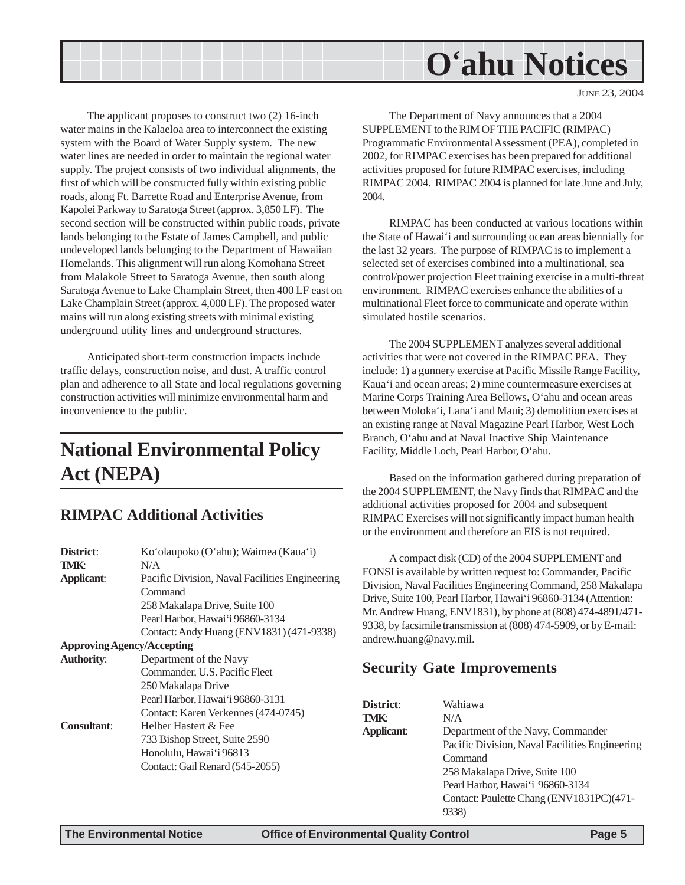The applicant proposes to construct two (2) 16-inch water mains in the Kalaeloa area to interconnect the existing system with the Board of Water Supply system. The new water lines are needed in order to maintain the regional water supply. The project consists of two individual alignments, the first of which will be constructed fully within existing public roads, along Ft. Barrette Road and Enterprise Avenue, from Kapolei Parkway to Saratoga Street (approx. 3,850 LF). The second section will be constructed within public roads, private lands belonging to the Estate of James Campbell, and public undeveloped lands belonging to the Department of Hawaiian Homelands. This alignment will run along Komohana Street from Malakole Street to Saratoga Avenue, then south along Saratoga Avenue to Lake Champlain Street, then 400 LF east on Lake Champlain Street (approx. 4,000 LF). The proposed water mains will run along existing streets with minimal existing underground utility lines and underground structures.

Anticipated short-term construction impacts include traffic delays, construction noise, and dust. A traffic control plan and adherence to all State and local regulations governing construction activities will minimize environmental harm and inconvenience to the public.

# National Environmental Policy Act (NEPA)

## RIMPAC Additional Activities

**District**: Ko'olaupoko (O'ahu); Waimea (Kaua'i)
**TMK**: N/A
**Applicant**: Pacific Division, Naval Facilities Engineering Command
258 Makalapa Drive, Suite 100
Pearl Harbor, Hawai'i 96860-3134
Contact: Andy Huang (ENV1831) (471-9338)
**Approving Agency/Accepting Authority**: Department of the Navy
Commander, U.S. Pacific Fleet
250 Makalapa Drive
Pearl Harbor, Hawai'i 96860-3131
Contact: Karen Verkennes (474-0745)
**Consultant**: Helber Hastert & Fee
733 Bishop Street, Suite 2590
Honolulu, Hawai'i 96813
Contact: Gail Renard (545-2055)

The Department of Navy announces that a 2004 SUPPLEMENT to the RIM OF THE PACIFIC (RIMPAC) Programmatic Environmental Assessment (PEA), completed in 2002, for RIMPAC exercises has been prepared for additional activities proposed for future RIMPAC exercises, including RIMPAC 2004. RIMPAC 2004 is planned for late June and July, 2004.

RIMPAC has been conducted at various locations within the State of Hawai'i and surrounding ocean areas biennially for the last 32 years. The purpose of RIMPAC is to implement a selected set of exercises combined into a multinational, sea control/power projection Fleet training exercise in a multi-threat environment. RIMPAC exercises enhance the abilities of a multinational Fleet force to communicate and operate within simulated hostile scenarios.

The 2004 SUPPLEMENT analyzes several additional activities that were not covered in the RIMPAC PEA. They include: 1) a gunnery exercise at Pacific Missile Range Facility, Kaua'i and ocean areas; 2) mine countermeasure exercises at Marine Corps Training Area Bellows, O'ahu and ocean areas between Moloka'i, Lana'i and Maui; 3) demolition exercises at an existing range at Naval Magazine Pearl Harbor, West Loch Branch, O'ahu and at Naval Inactive Ship Maintenance Facility, Middle Loch, Pearl Harbor, O'ahu.

Based on the information gathered during preparation of the 2004 SUPPLEMENT, the Navy finds that RIMPAC and the additional activities proposed for 2004 and subsequent RIMPAC Exercises will not significantly impact human health or the environment and therefore an EIS is not required.

A compact disk (CD) of the 2004 SUPPLEMENT and FONSI is available by written request to: Commander, Pacific Division, Naval Facilities Engineering Command, 258 Makalapa Drive, Suite 100, Pearl Harbor, Hawai'i 96860-3134 (Attention: Mr. Andrew Huang, ENV1831), by phone at (808) 474-4891/471-9338, by facsimile transmission at (808) 474-5909, or by E-mail: andrew.huang@navy.mil.

## Security Gate Improvements

**District**: Wahiawa
**TMK**: N/A
**Applicant**: Department of the Navy, Commander Pacific Division, Naval Facilities Engineering Command
258 Makalapa Drive, Suite 100
Pearl Harbor, Hawai'i 96860-3134
Contact: Paulette Chang (ENV1831PC)(471-9338)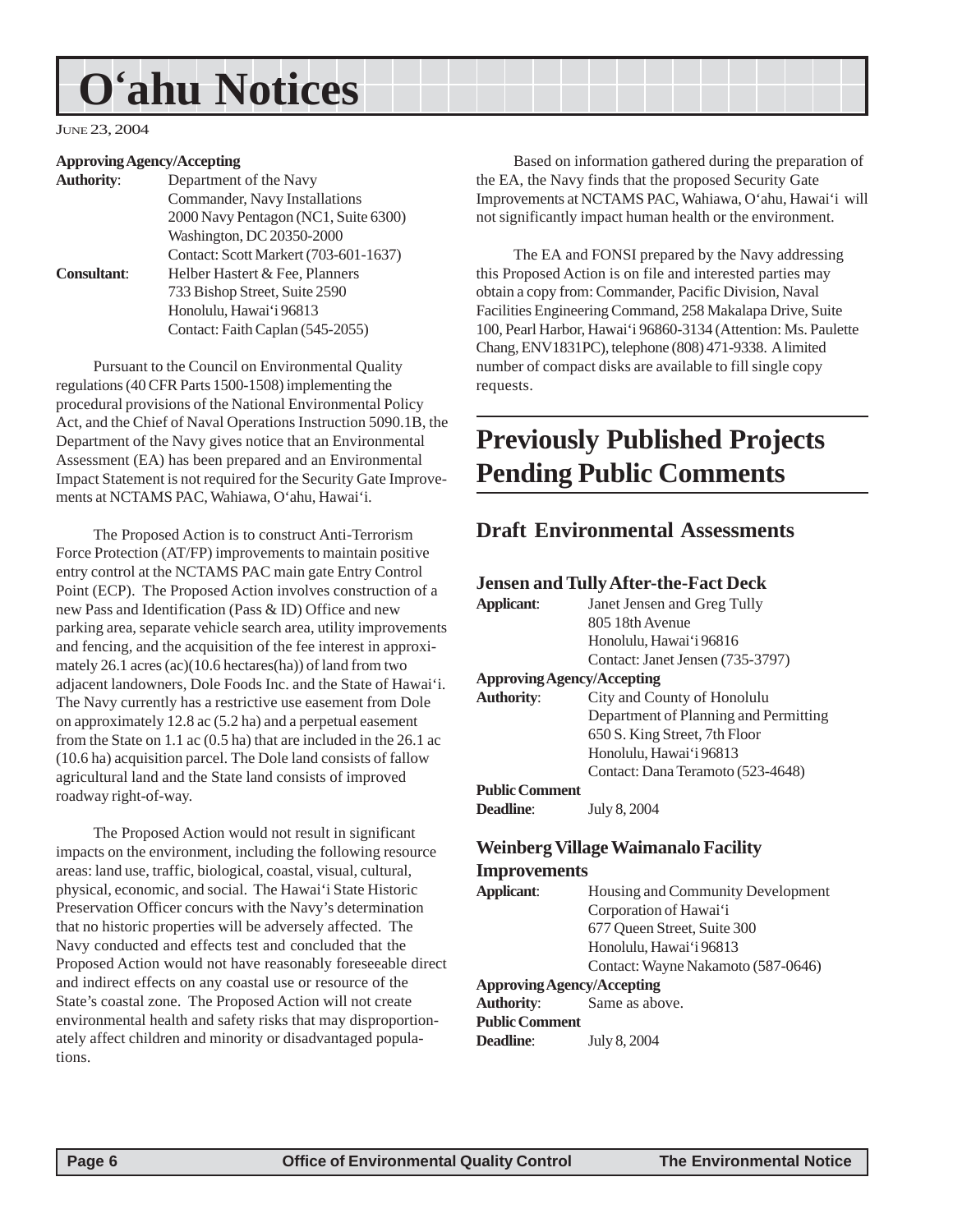# O'ahu Notices

JUNE 23, 2004

**Approving Agency/Accepting**
**Authority**: Department of the Navy
Commander, Navy Installations
2000 Navy Pentagon (NC1, Suite 6300)
Washington, DC 20350-2000
Contact: Scott Markert (703-601-1637)
**Consultant**: Helber Hastert & Fee, Planners
733 Bishop Street, Suite 2590
Honolulu, Hawai'i 96813
Contact: Faith Caplan (545-2055)

Pursuant to the Council on Environmental Quality regulations (40 CFR Parts 1500-1508) implementing the procedural provisions of the National Environmental Policy Act, and the Chief of Naval Operations Instruction 5090.1B, the Department of the Navy gives notice that an Environmental Assessment (EA) has been prepared and an Environmental Impact Statement is not required for the Security Gate Improvements at NCTAMS PAC, Wahiawa, O'ahu, Hawai'i.

The Proposed Action is to construct Anti-Terrorism Force Protection (AT/FP) improvements to maintain positive entry control at the NCTAMS PAC main gate Entry Control Point (ECP). The Proposed Action involves construction of a new Pass and Identification (Pass & ID) Office and new parking area, separate vehicle search area, utility improvements and fencing, and the acquisition of the fee interest in approximately 26.1 acres (ac)(10.6 hectares(ha)) of land from two adjacent landowners, Dole Foods Inc. and the State of Hawai'i. The Navy currently has a restrictive use easement from Dole on approximately 12.8 ac (5.2 ha) and a perpetual easement from the State on 1.1 ac (0.5 ha) that are included in the 26.1 ac (10.6 ha) acquisition parcel. The Dole land consists of fallow agricultural land and the State land consists of improved roadway right-of-way.

The Proposed Action would not result in significant impacts on the environment, including the following resource areas: land use, traffic, biological, coastal, visual, cultural, physical, economic, and social. The Hawai'i State Historic Preservation Officer concurs with the Navy's determination that no historic properties will be adversely affected. The Navy conducted and effects test and concluded that the Proposed Action would not have reasonably foreseeable direct and indirect effects on any coastal use or resource of the State's coastal zone. The Proposed Action will not create environmental health and safety risks that may disproportionately affect children and minority or disadvantaged populations.

Based on information gathered during the preparation of the EA, the Navy finds that the proposed Security Gate Improvements at NCTAMS PAC, Wahiawa, O'ahu, Hawai'i will not significantly impact human health or the environment.

The EA and FONSI prepared by the Navy addressing this Proposed Action is on file and interested parties may obtain a copy from: Commander, Pacific Division, Naval Facilities Engineering Command, 258 Makalapa Drive, Suite 100, Pearl Harbor, Hawai'i 96860-3134 (Attention: Ms. Paulette Chang, ENV1831PC), telephone (808) 471-9338. A limited number of compact disks are available to fill single copy requests.

# Previously Published Projects Pending Public Comments

## Draft Environmental Assessments

### Jensen and Tully After-the-Fact Deck

**Applicant**: Janet Jensen and Greg Tully
805 18th Avenue
Honolulu, Hawai'i 96816
Contact: Janet Jensen (735-3797)
**Approving Agency/Accepting**
**Authority**: City and County of Honolulu
Department of Planning and Permitting
650 S. King Street, 7th Floor
Honolulu, Hawai'i 96813
Contact: Dana Teramoto (523-4648)
**Public Comment**
**Deadline**: July 8, 2004

### Weinberg Village Waimanalo Facility Improvements

**Applicant**: Housing and Community Development Corporation of Hawai'i
677 Queen Street, Suite 300
Honolulu, Hawai'i 96813
Contact: Wayne Nakamoto (587-0646)
**Approving Agency/Accepting**
**Authority**: Same as above.
**Public Comment**
**Deadline**: July 8, 2004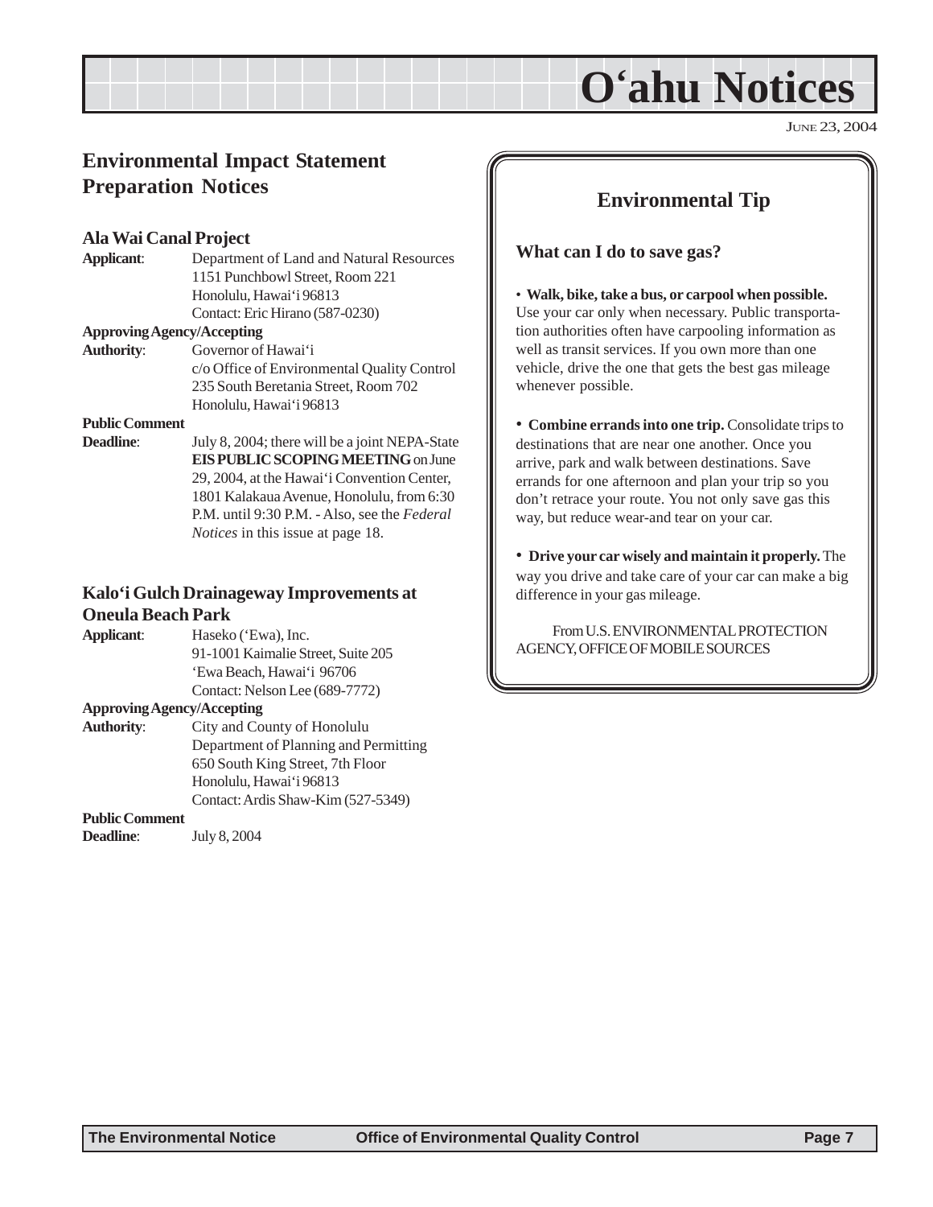# O'ahu Notices

JUNE 23, 2004

## Environmental Impact Statement Preparation Notices

### Ala Wai Canal Project

**Applicant**: Department of Land and Natural Resources
1151 Punchbowl Street, Room 221
Honolulu, Hawai'i 96813
Contact: Eric Hirano (587-0230)

**Approving Agency/Accepting Authority**: Governor of Hawai'i
c/o Office of Environmental Quality Control
235 South Beretania Street, Room 702
Honolulu, Hawai'i 96813

**Public Comment Deadline**: July 8, 2004; there will be a joint NEPA-State **EIS PUBLIC SCOPING MEETING** on June 29, 2004, at the Hawai'i Convention Center, 1801 Kalakaua Avenue, Honolulu, from 6:30 P.M. until 9:30 P.M. - Also, see the *Federal Notices* in this issue at page 18.

### Kalo'i Gulch Drainageway Improvements at Oneula Beach Park

**Applicant**: Haseko ('Ewa), Inc.
91-1001 Kaimalie Street, Suite 205
'Ewa Beach, Hawai'i 96706
Contact: Nelson Lee (689-7772)

**Approving Agency/Accepting Authority**: City and County of Honolulu
Department of Planning and Permitting
650 South King Street, 7th Floor
Honolulu, Hawai'i 96813
Contact: Ardis Shaw-Kim (527-5349)

**Public Comment Deadline**: July 8, 2004

## Environmental Tip

**What can I do to save gas?**

- **Walk, bike, take a bus, or carpool when possible.** Use your car only when necessary. Public transportation authorities often have carpooling information as well as transit services. If you own more than one vehicle, drive the one that gets the best gas mileage whenever possible.

- **Combine errands into one trip.** Consolidate trips to destinations that are near one another. Once you arrive, park and walk between destinations. Save errands for one afternoon and plan your trip so you don't retrace your route. You not only save gas this way, but reduce wear-and tear on your car.

- **Drive your car wisely and maintain it properly.** The way you drive and take care of your car can make a big difference in your gas mileage.

From U.S. ENVIRONMENTAL PROTECTION AGENCY, OFFICE OF MOBILE SOURCES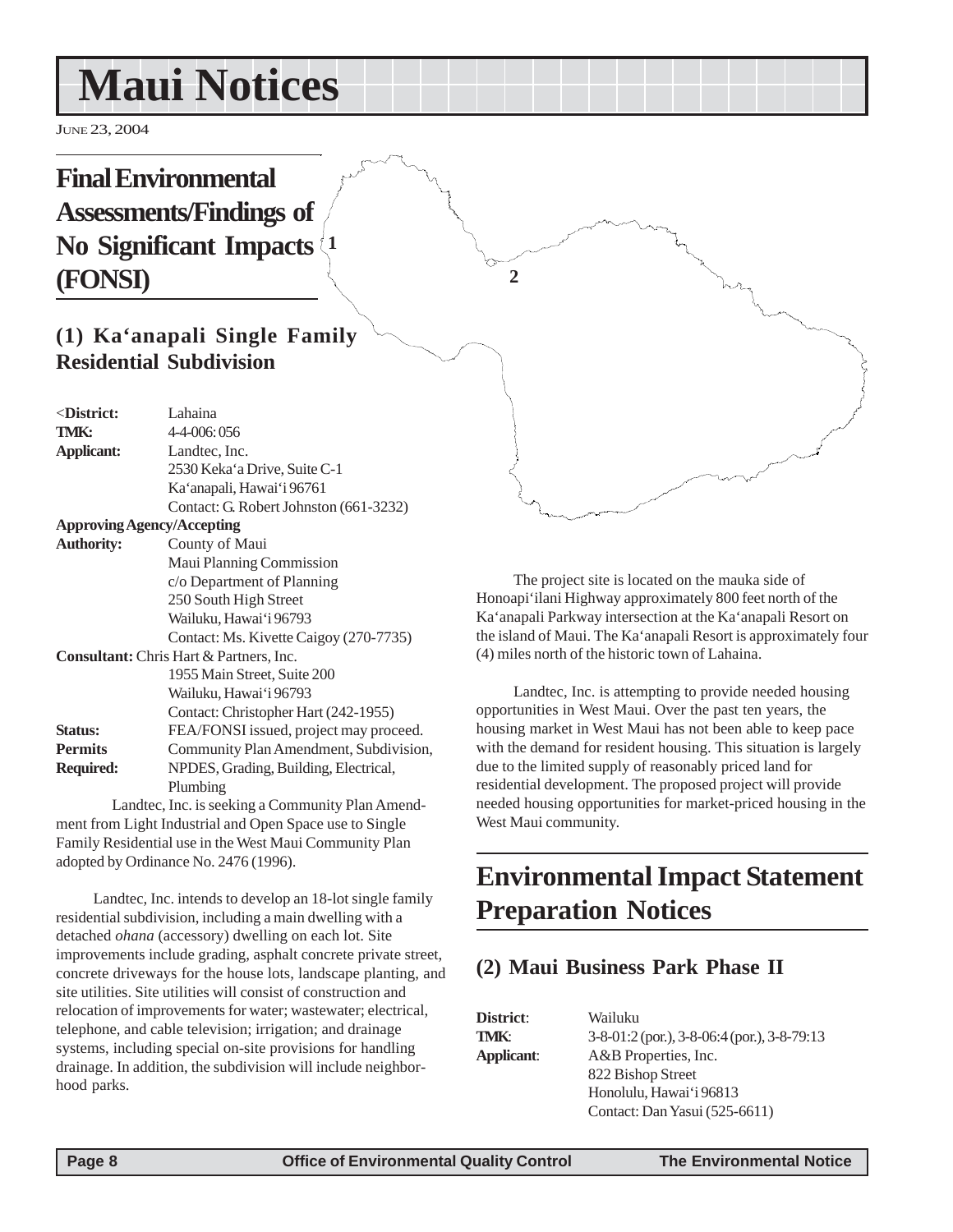# Maui Notices

## Final Environmental Assessments/Findings of No Significant Impacts (FONSI)

### (1) Ka‘anapali Single Family Residential Subdivision

| | |
|---|---|
| **<District:** | Lahaina |
| **TMK:** | 4-4-006: 056 |
| **Applicant:** | Landtec, Inc. 2530 Keka‘a Drive, Suite C-1 Ka‘anapali, Hawai‘i 96761 Contact: G. Robert Johnston (661-3232) |
| **Approving Agency/Accepting Authority:** | County of Maui Maui Planning Commission c/o Department of Planning 250 South High Street Wailuku, Hawai‘i 96793 Contact: Ms. Kivette Caigoy (270-7735) |
| **Consultant:** | Chris Hart & Partners, Inc. 1955 Main Street, Suite 200 Wailuku, Hawai‘i 96793 Contact: Christopher Hart (242-1955) |
| **Status:** | FEA/FONSI issued, project may proceed. |
| **Permits Required:** | Community Plan Amendment, Subdivision, NPDES, Grading, Building, Electrical, Plumbing |

Landtec, Inc. is seeking a Community Plan Amendment from Light Industrial and Open Space use to Single Family Residential use in the West Maui Community Plan adopted by Ordinance No. 2476 (1996).

Landtec, Inc. intends to develop an 18-lot single family residential subdivision, including a main dwelling with a detached *ohana* (accessory) dwelling on each lot. Site improvements include grading, asphalt concrete private street, concrete driveways for the house lots, landscape planting, and site utilities. Site utilities will consist of construction and relocation of improvements for water; wastewater; electrical, telephone, and cable television; irrigation; and drainage systems, including special on-site provisions for handling drainage. In addition, the subdivision will include neighborhood parks.

The project site is located on the mauka side of Honoapi‘ilani Highway approximately 800 feet north of the Ka‘anapali Parkway intersection at the Ka‘anapali Resort on the island of Maui. The Ka‘anapali Resort is approximately four (4) miles north of the historic town of Lahaina.

Landtec, Inc. is attempting to provide needed housing opportunities in West Maui. Over the past ten years, the housing market in West Maui has not been able to keep pace with the demand for resident housing. This situation is largely due to the limited supply of reasonably priced land for residential development. The proposed project will provide needed housing opportunities for market-priced housing in the West Maui community.

## Environmental Impact Statement Preparation Notices

### (2) Maui Business Park Phase II

| | |
|---|---|
| **District**: | Wailuku |
| **TMK**: | 3-8-01:2 (por.), 3-8-06:4 (por.), 3-8-79:13 |
| **Applicant**: | A&B Properties, Inc. 822 Bishop Street Honolulu, Hawai‘i 96813 Contact: Dan Yasui (525-6611) |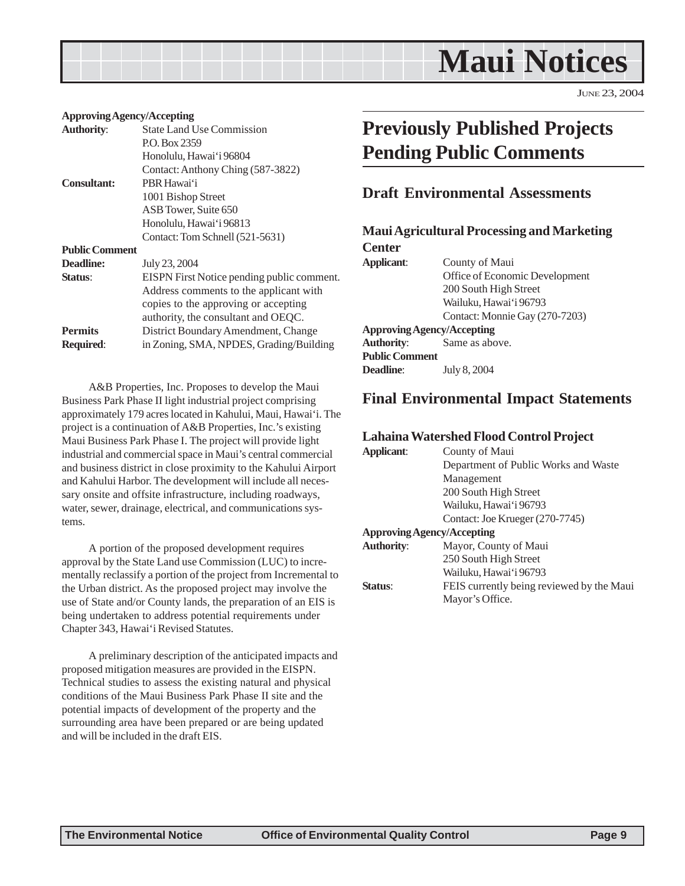# Maui Notices

June 23, 2004

**Approving Agency/Accepting Authority**: State Land Use Commission
P.O. Box 2359
Honolulu, Hawai'i 96804
Contact: Anthony Ching (587-3822)

**Consultant:** PBR Hawai'i
1001 Bishop Street
ASB Tower, Suite 650
Honolulu, Hawai'i 96813
Contact: Tom Schnell (521-5631)

**Public Comment Deadline:** July 23, 2004

**Status**: EISPN First Notice pending public comment. Address comments to the applicant with copies to the approving or accepting authority, the consultant and OEQC.

**Permits Required**: District Boundary Amendment, Change in Zoning, SMA, NPDES, Grading/Building

A&B Properties, Inc. Proposes to develop the Maui Business Park Phase II light industrial project comprising approximately 179 acres located in Kahului, Maui, Hawai'i. The project is a continuation of A&B Properties, Inc.'s existing Maui Business Park Phase I. The project will provide light industrial and commercial space in Maui's central commercial and business district in close proximity to the Kahului Airport and Kahului Harbor. The development will include all necessary onsite and offsite infrastructure, including roadways, water, sewer, drainage, electrical, and communications systems.

A portion of the proposed development requires approval by the State Land use Commission (LUC) to incrementally reclassify a portion of the project from Incremental to the Urban district. As the proposed project may involve the use of State and/or County lands, the preparation of an EIS is being undertaken to address potential requirements under Chapter 343, Hawai'i Revised Statutes.

A preliminary description of the anticipated impacts and proposed mitigation measures are provided in the EISPN. Technical studies to assess the existing natural and physical conditions of the Maui Business Park Phase II site and the potential impacts of development of the property and the surrounding area have been prepared or are being updated and will be included in the draft EIS.

## Previously Published Projects Pending Public Comments

### Draft Environmental Assessments

#### Maui Agricultural Processing and Marketing Center

**Applicant**: County of Maui
Office of Economic Development
200 South High Street
Wailuku, Hawai'i 96793
Contact: Monnie Gay (270-7203)

**Approving Agency/Accepting Authority**: Same as above.

**Public Comment Deadline**: July 8, 2004

### Final Environmental Impact Statements

#### Lahaina Watershed Flood Control Project

**Applicant**: County of Maui
Department of Public Works and Waste Management
200 South High Street
Wailuku, Hawai'i 96793
Contact: Joe Krueger (270-7745)

**Approving Agency/Accepting Authority**: Mayor, County of Maui
250 South High Street
Wailuku, Hawai'i 96793

**Status**: FEIS currently being reviewed by the Maui Mayor's Office.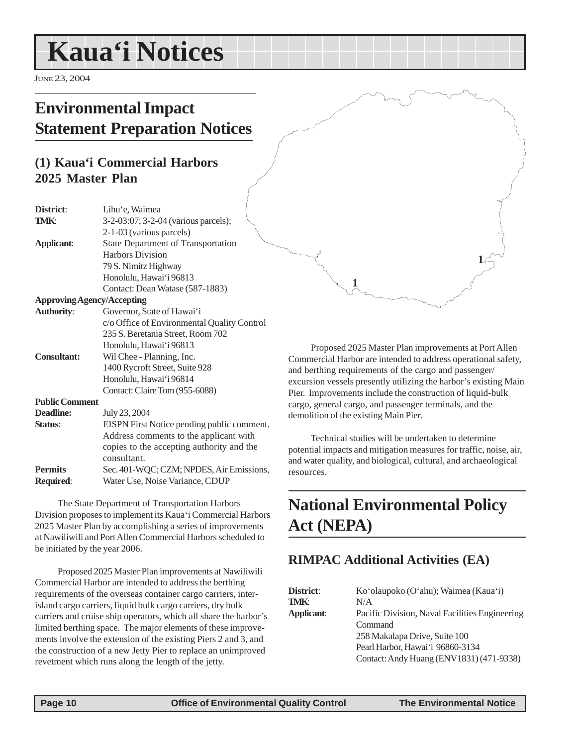# Kaua'i Notices

June 23, 2004

## Environmental Impact Statement Preparation Notices

### (1) Kaua'i Commercial Harbors 2025 Master Plan

| | |
|---|---|
| **District**: | Lihu'e, Waimea |
| **TMK**: | 3-2-03:07; 3-2-04 (various parcels); 2-1-03 (various parcels) |
| **Applicant**: | State Department of Transportation Harbors Division<br>79 S. Nimitz Highway<br>Honolulu, Hawai'i 96813<br>Contact: Dean Watase (587-1883) |
| **Approving Agency/Accepting Authority**: | Governor, State of Hawai'i<br>c/o Office of Environmental Quality Control<br>235 S. Beretania Street, Room 702<br>Honolulu, Hawai'i 96813 |
| **Consultant:** | Wil Chee - Planning, Inc.<br>1400 Rycroft Street, Suite 928<br>Honolulu, Hawai'i 96814<br>Contact: Claire Tom (955-6088) |
| **Public Comment Deadline:** | July 23, 2004 |
| **Status**: | EISPN First Notice pending public comment. Address comments to the applicant with copies to the accepting authority and the consultant. |
| **Permits Required**: | Sec. 401-WQC; CZM; NPDES, Air Emissions, Water Use, Noise Variance, CDUP |

The State Department of Transportation Harbors Division proposes to implement its Kaua'i Commercial Harbors 2025 Master Plan by accomplishing a series of improvements at Nawiliwili and Port Allen Commercial Harbors scheduled to be initiated by the year 2006.

Proposed 2025 Master Plan improvements at Nawiliwili Commercial Harbor are intended to address the berthing requirements of the overseas container cargo carriers, inter-island cargo carriers, liquid bulk cargo carriers, dry bulk carriers and cruise ship operators, which all share the harbor's limited berthing space. The major elements of these improvements involve the extension of the existing Piers 2 and 3, and the construction of a new Jetty Pier to replace an unimproved revetment which runs along the length of the jetty.

Proposed 2025 Master Plan improvements at Port Allen Commercial Harbor are intended to address operational safety, and berthing requirements of the cargo and passenger/excursion vessels presently utilizing the harbor's existing Main Pier. Improvements include the construction of liquid-bulk cargo, general cargo, and passenger terminals, and the demolition of the existing Main Pier.

Technical studies will be undertaken to determine potential impacts and mitigation measures for traffic, noise, air, and water quality, and biological, cultural, and archaeological resources.

## National Environmental Policy Act (NEPA)

### RIMPAC Additional Activities (EA)

| | |
|---|---|
| **District**: | Ko'olaupoko (O'ahu); Waimea (Kaua'i) |
| **TMK**: | N/A |
| **Applicant**: | Pacific Division, Naval Facilities Engineering Command<br>258 Makalapa Drive, Suite 100<br>Pearl Harbor, Hawai'i 96860-3134<br>Contact: Andy Huang (ENV1831) (471-9338) |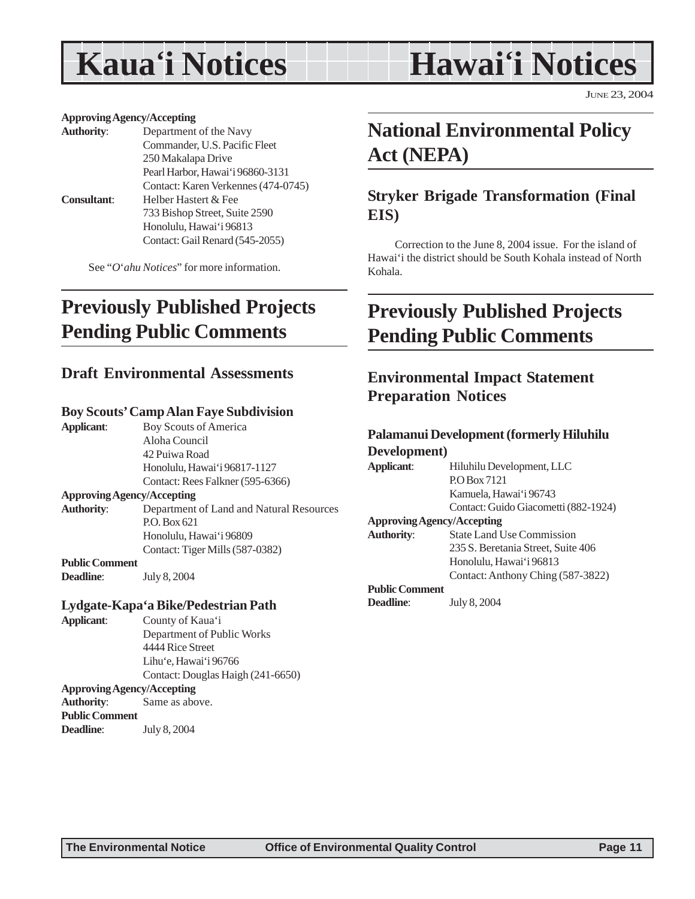# Kaua'i Notices

**Approving Agency/Accepting**
**Authority**: Department of the Navy
Commander, U.S. Pacific Fleet
250 Makalapa Drive
Pearl Harbor, Hawai'i 96860-3131
Contact: Karen Verkennes (474-0745)
**Consultant**: Helber Hastert & Fee
733 Bishop Street, Suite 2590
Honolulu, Hawai'i 96813
Contact: Gail Renard (545-2055)

See "*O'ahu Notices*" for more information.

## Previously Published Projects Pending Public Comments

### Draft Environmental Assessments

#### Boy Scouts' Camp Alan Faye Subdivision

**Applicant**: Boy Scouts of America
Aloha Council
42 Puiwa Road
Honolulu, Hawai'i 96817-1127
Contact: Rees Falkner (595-6366)
**Approving Agency/Accepting**
**Authority**: Department of Land and Natural Resources
P.O. Box 621
Honolulu, Hawai'i 96809
Contact: Tiger Mills (587-0382)
**Public Comment**
**Deadline**: July 8, 2004

#### Lydgate-Kapa'a Bike/Pedestrian Path

**Applicant**: County of Kaua'i
Department of Public Works
4444 Rice Street
Lihu'e, Hawai'i 96766
Contact: Douglas Haigh (241-6650)
**Approving Agency/Accepting**
**Authority**: Same as above.
**Public Comment**
**Deadline**: July 8, 2004

# Hawai'i Notices

JUNE 23, 2004

## National Environmental Policy Act (NEPA)

### Stryker Brigade Transformation (Final EIS)

Correction to the June 8, 2004 issue. For the island of Hawai'i the district should be South Kohala instead of North Kohala.

## Previously Published Projects Pending Public Comments

### Environmental Impact Statement Preparation Notices

#### Palamanui Development (formerly Hiluhilu Development)

**Applicant**: Hiluhilu Development, LLC
P.O Box 7121
Kamuela, Hawai'i 96743
Contact: Guido Giacometti (882-1924)
**Approving Agency/Accepting**
**Authority**: State Land Use Commission
235 S. Beretania Street, Suite 406
Honolulu, Hawai'i 96813
Contact: Anthony Ching (587-3822)
**Public Comment**
**Deadline**: July 8, 2004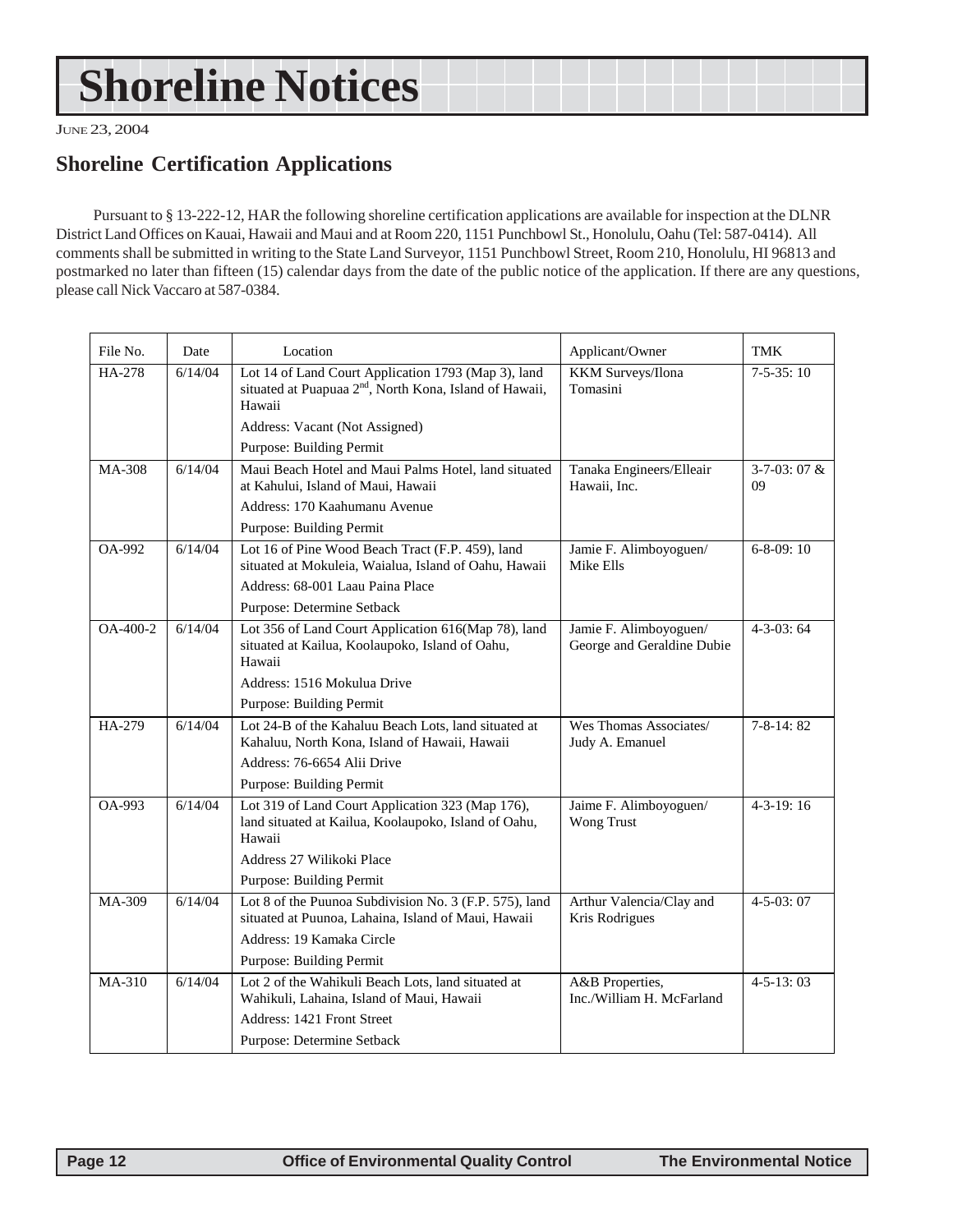# Shoreline Notices

June 23, 2004

## Shoreline Certification Applications

Pursuant to § 13-222-12, HAR the following shoreline certification applications are available for inspection at the DLNR District Land Offices on Kauai, Hawaii and Maui and at Room 220, 1151 Punchbowl St., Honolulu, Oahu (Tel: 587-0414). All comments shall be submitted in writing to the State Land Surveyor, 1151 Punchbowl Street, Room 210, Honolulu, HI 96813 and postmarked no later than fifteen (15) calendar days from the date of the public notice of the application. If there are any questions, please call Nick Vaccaro at 587-0384.

| File No. | Date | Location | Applicant/Owner | TMK |
|---|---|---|---|---|
| HA-278 | 6/14/04 | Lot 14 of Land Court Application 1793 (Map 3), land situated at Puapuaa 2nd, North Kona, Island of Hawaii, Hawaii<br>Address: Vacant (Not Assigned)<br>Purpose: Building Permit | KKM Surveys/Ilona Tomasini | 7-5-35: 10 |
| MA-308 | 6/14/04 | Maui Beach Hotel and Maui Palms Hotel, land situated at Kahului, Island of Maui, Hawaii<br>Address: 170 Kaahumanu Avenue<br>Purpose: Building Permit | Tanaka Engineers/Elleair Hawaii, Inc. | 3-7-03: 07 & 09 |
| OA-992 | 6/14/04 | Lot 16 of Pine Wood Beach Tract (F.P. 459), land situated at Mokuleia, Waialua, Island of Oahu, Hawaii<br>Address: 68-001 Laau Paina Place<br>Purpose: Determine Setback | Jamie F. Alimboyoguen/ Mike Ells | 6-8-09: 10 |
| OA-400-2 | 6/14/04 | Lot 356 of Land Court Application 616(Map 78), land situated at Kailua, Koolaupoko, Island of Oahu, Hawaii<br>Address: 1516 Mokulua Drive<br>Purpose: Building Permit | Jamie F. Alimboyoguen/ George and Geraldine Dubie | 4-3-03: 64 |
| HA-279 | 6/14/04 | Lot 24-B of the Kahaluu Beach Lots, land situated at Kahaluu, North Kona, Island of Hawaii, Hawaii<br>Address: 76-6654 Alii Drive<br>Purpose: Building Permit | Wes Thomas Associates/ Judy A. Emanuel | 7-8-14: 82 |
| OA-993 | 6/14/04 | Lot 319 of Land Court Application 323 (Map 176), land situated at Kailua, Koolaupoko, Island of Oahu, Hawaii<br>Address 27 Wilikoki Place<br>Purpose: Building Permit | Jaime F. Alimboyoguen/ Wong Trust | 4-3-19: 16 |
| MA-309 | 6/14/04 | Lot 8 of the Puunoa Subdivision No. 3 (F.P. 575), land situated at Puunoa, Lahaina, Island of Maui, Hawaii<br>Address: 19 Kamaka Circle<br>Purpose: Building Permit | Arthur Valencia/Clay and Kris Rodrigues | 4-5-03: 07 |
| MA-310 | 6/14/04 | Lot 2 of the Wahikuli Beach Lots, land situated at Wahikuli, Lahaina, Island of Maui, Hawaii<br>Address: 1421 Front Street<br>Purpose: Determine Setback | A&B Properties, Inc./William H. McFarland | 4-5-13: 03 |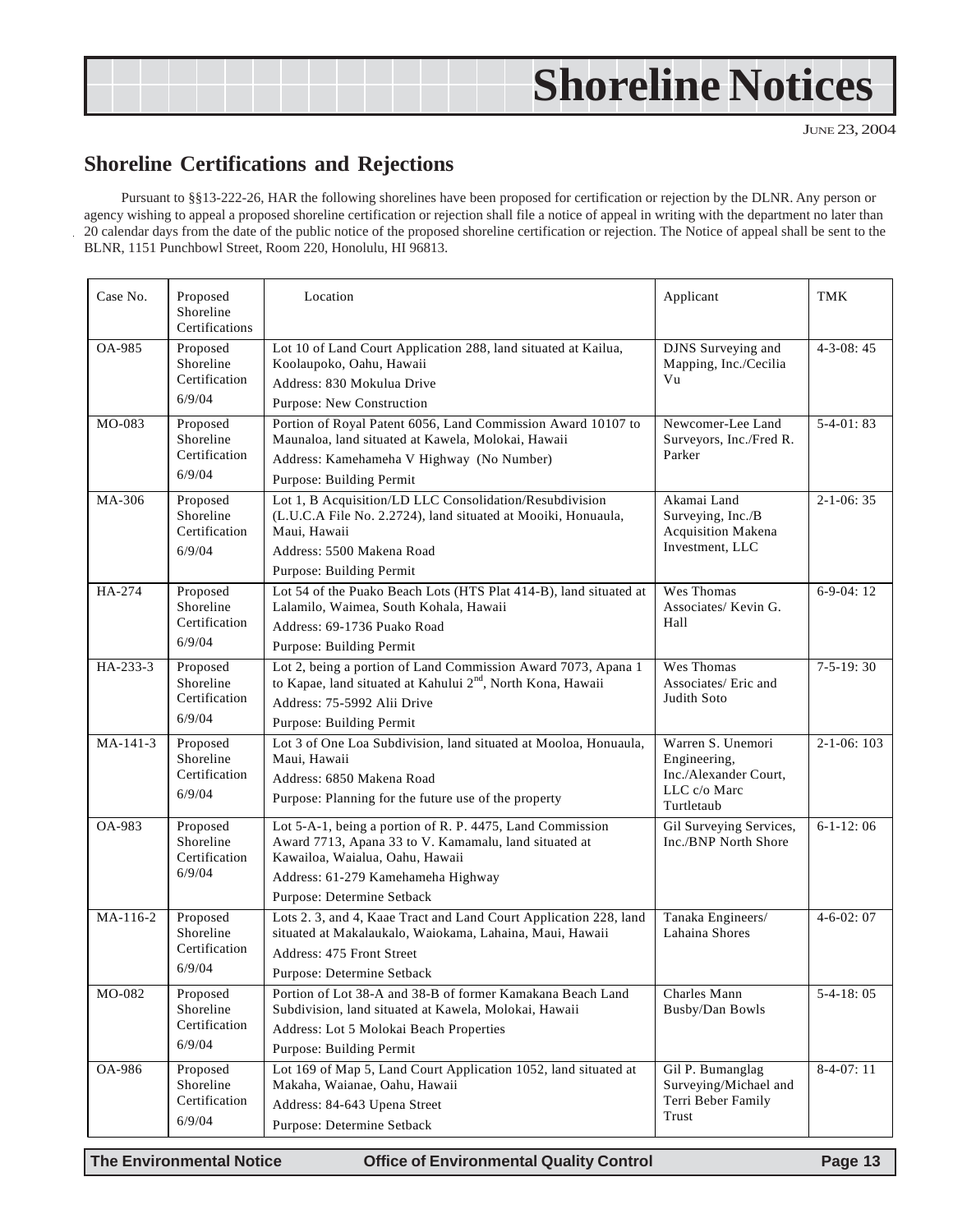# Shoreline Notices

JUNE 23, 2004

## Shoreline Certifications and Rejections

Pursuant to §§13-222-26, HAR the following shorelines have been proposed for certification or rejection by the DLNR. Any person or agency wishing to appeal a proposed shoreline certification or rejection shall file a notice of appeal in writing with the department no later than 20 calendar days from the date of the public notice of the proposed shoreline certification or rejection. The Notice of appeal shall be sent to the BLNR, 1151 Punchbowl Street, Room 220, Honolulu, HI 96813.

| Case No. | Proposed Shoreline Certifications | Location | Applicant | TMK |
|---|---|---|---|---|
| OA-985 | Proposed Shoreline Certification 6/9/04 | Lot 10 of Land Court Application 288, land situated at Kailua, Koolaupoko, Oahu, Hawaii<br>Address: 830 Mokulua Drive<br>Purpose: New Construction | DJNS Surveying and Mapping, Inc./Cecilia Vu | 4-3-08: 45 |
| MO-083 | Proposed Shoreline Certification 6/9/04 | Portion of Royal Patent 6056, Land Commission Award 10107 to Maunaloa, land situated at Kawela, Molokai, Hawaii<br>Address: Kamehameha V Highway (No Number)<br>Purpose: Building Permit | Newcomer-Lee Land Surveyors, Inc./Fred R. Parker | 5-4-01: 83 |
| MA-306 | Proposed Shoreline Certification 6/9/04 | Lot 1, B Acquisition/LD LLC Consolidation/Resubdivision (L.U.C.A File No. 2.2724), land situated at Mooiki, Honuaula, Maui, Hawaii<br>Address: 5500 Makena Road<br>Purpose: Building Permit | Akamai Land Surveying, Inc./B Acquisition Makena Investment, LLC | 2-1-06: 35 |
| HA-274 | Proposed Shoreline Certification 6/9/04 | Lot 54 of the Puako Beach Lots (HTS Plat 414-B), land situated at Lalamilo, Waimea, South Kohala, Hawaii<br>Address: 69-1736 Puako Road<br>Purpose: Building Permit | Wes Thomas Associates/ Kevin G. Hall | 6-9-04: 12 |
| HA-233-3 | Proposed Shoreline Certification 6/9/04 | Lot 2, being a portion of Land Commission Award 7073, Apana 1 to Kapae, land situated at Kahului 2nd, North Kona, Hawaii<br>Address: 75-5992 Alii Drive<br>Purpose: Building Permit | Wes Thomas Associates/ Eric and Judith Soto | 7-5-19: 30 |
| MA-141-3 | Proposed Shoreline Certification 6/9/04 | Lot 3 of One Loa Subdivision, land situated at Mooloa, Honuaula, Maui, Hawaii<br>Address: 6850 Makena Road<br>Purpose: Planning for the future use of the property | Warren S. Unemori Engineering, Inc./Alexander Court, LLC c/o Marc Turtletaub | 2-1-06: 103 |
| OA-983 | Proposed Shoreline Certification 6/9/04 | Lot 5-A-1, being a portion of R. P. 4475, Land Commission Award 7713, Apana 33 to V. Kamamalu, land situated at Kawailoa, Waialua, Oahu, Hawaii<br>Address: 61-279 Kamehameha Highway<br>Purpose: Determine Setback | Gil Surveying Services, Inc./BNP North Shore | 6-1-12: 06 |
| MA-116-2 | Proposed Shoreline Certification 6/9/04 | Lots 2. 3, and 4, Kaae Tract and Land Court Application 228, land situated at Makalaukalo, Waiokama, Lahaina, Maui, Hawaii<br>Address: 475 Front Street<br>Purpose: Determine Setback | Tanaka Engineers/ Lahaina Shores | 4-6-02: 07 |
| MO-082 | Proposed Shoreline Certification 6/9/04 | Portion of Lot 38-A and 38-B of former Kamakana Beach Land Subdivision, land situated at Kawela, Molokai, Hawaii<br>Address: Lot 5 Molokai Beach Properties<br>Purpose: Building Permit | Charles Mann Busby/Dan Bowls | 5-4-18: 05 |
| OA-986 | Proposed Shoreline Certification 6/9/04 | Lot 169 of Map 5, Land Court Application 1052, land situated at Makaha, Waianae, Oahu, Hawaii<br>Address: 84-643 Upena Street<br>Purpose: Determine Setback | Gil P. Bumanglag Surveying/Michael and Terri Beber Family Trust | 8-4-07: 11 |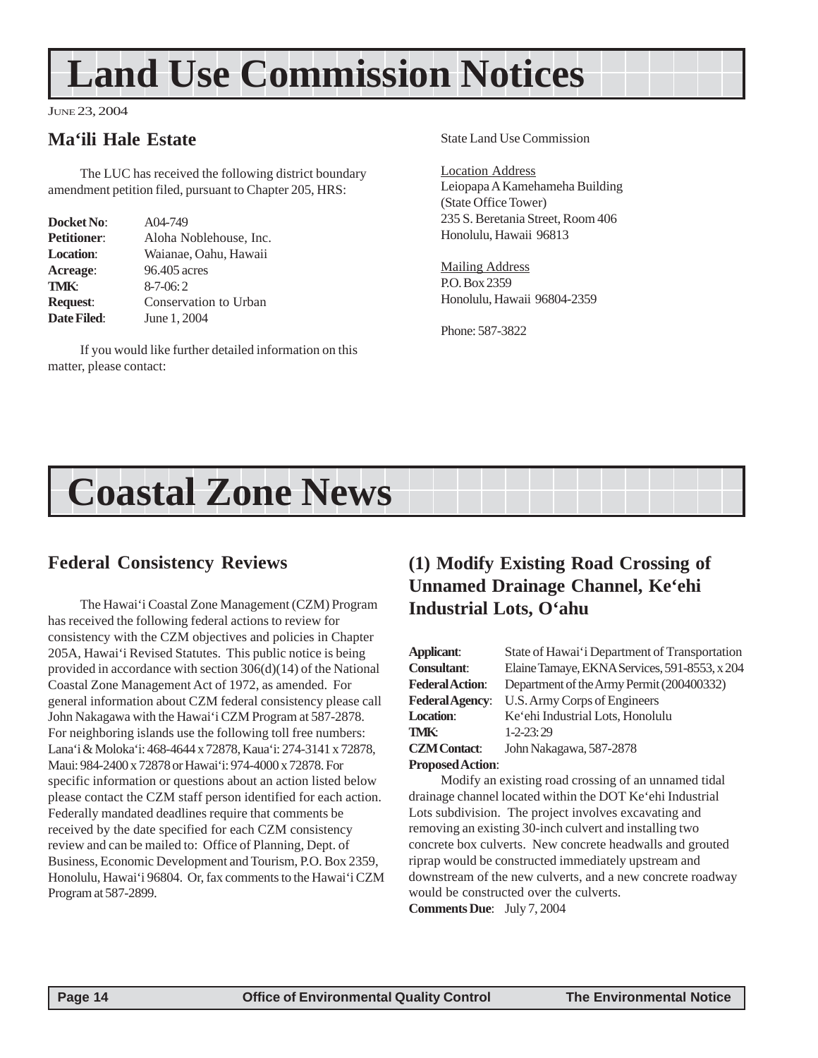# Land Use Commission Notices

June 23, 2004

## Ma'ili Hale Estate

The LUC has received the following district boundary amendment petition filed, pursuant to Chapter 205, HRS:

**Docket No**: A04-749
**Petitioner**: Aloha Noblehouse, Inc.
**Location**: Waianae, Oahu, Hawaii
**Acreage**: 96.405 acres
**TMK**: 8-7-06: 2
**Request**: Conservation to Urban
**Date Filed**: June 1, 2004

If you would like further detailed information on this matter, please contact:

State Land Use Commission

Location Address
Leiopapa A Kamehameha Building
(State Office Tower)
235 S. Beretania Street, Room 406
Honolulu, Hawaii 96813

Mailing Address
P.O. Box 2359
Honolulu, Hawaii 96804-2359

Phone: 587-3822

# Coastal Zone News

## Federal Consistency Reviews

The Hawai'i Coastal Zone Management (CZM) Program has received the following federal actions to review for consistency with the CZM objectives and policies in Chapter 205A, Hawai'i Revised Statutes. This public notice is being provided in accordance with section 306(d)(14) of the National Coastal Zone Management Act of 1972, as amended. For general information about CZM federal consistency please call John Nakagawa with the Hawai'i CZM Program at 587-2878. For neighboring islands use the following toll free numbers: Lana'i & Moloka'i: 468-4644 x 72878, Kaua'i: 274-3141 x 72878, Maui: 984-2400 x 72878 or Hawai'i: 974-4000 x 72878. For specific information or questions about an action listed below please contact the CZM staff person identified for each action. Federally mandated deadlines require that comments be received by the date specified for each CZM consistency review and can be mailed to: Office of Planning, Dept. of Business, Economic Development and Tourism, P.O. Box 2359, Honolulu, Hawai'i 96804. Or, fax comments to the Hawai'i CZM Program at 587-2899.

## (1) Modify Existing Road Crossing of Unnamed Drainage Channel, Ke'ehi Industrial Lots, O'ahu

**Applicant**: State of Hawai'i Department of Transportation
**Consultant**: Elaine Tamaye, EKNA Services, 591-8553, x 204
**Federal Action**: Department of the Army Permit (200400332)
**Federal Agency**: U.S. Army Corps of Engineers
**Location**: Ke'ehi Industrial Lots, Honolulu
**TMK**: 1-2-23: 29
**CZM Contact**: John Nakagawa, 587-2878
**Proposed Action**:

Modify an existing road crossing of an unnamed tidal drainage channel located within the DOT Ke'ehi Industrial Lots subdivision. The project involves excavating and removing an existing 30-inch culvert and installing two concrete box culverts. New concrete headwalls and grouted riprap would be constructed immediately upstream and downstream of the new culverts, and a new concrete roadway would be constructed over the culverts.

**Comments Due**: July 7, 2004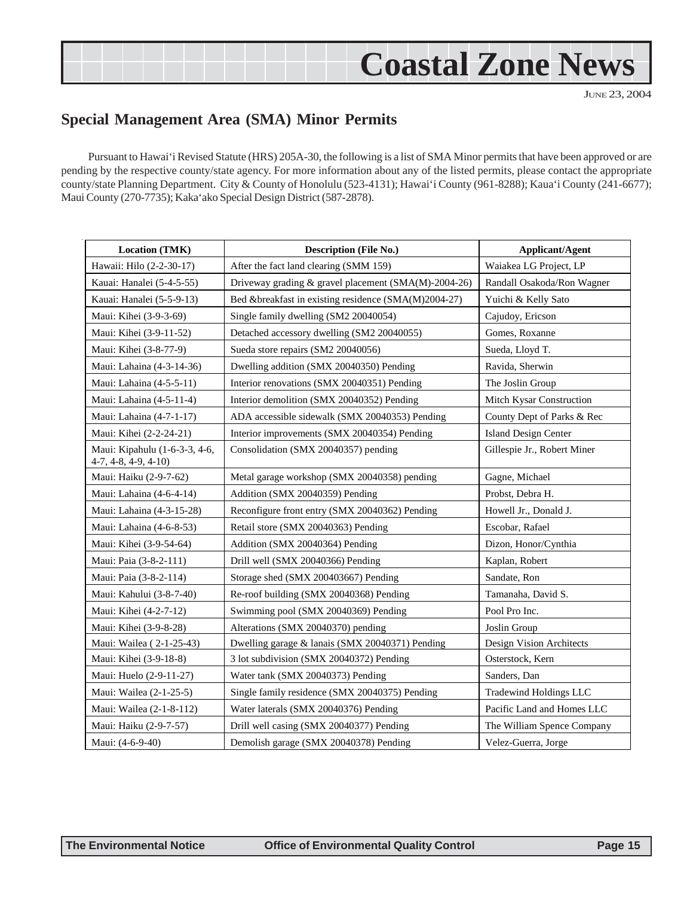## Special Management Area (SMA) Minor Permits

Pursuant to Hawai'i Revised Statute (HRS) 205A-30, the following is a list of SMA Minor permits that have been approved or are pending by the respective county/state agency. For more information about any of the listed permits, please contact the appropriate county/state Planning Department. City & County of Honolulu (523-4131); Hawai'i County (961-8288); Kaua'i County (241-6677); Maui County (270-7735); Kaka'ako Special Design District (587-2878).

| Location (TMK) | Description (File No.) | Applicant/Agent |
|---|---|---|
| Hawaii: Hilo (2-2-30-17) | After the fact land clearing (SMM 159) | Waiakea LG Project, LP |
| Kauai: Hanalei (5-4-5-55) | Driveway grading & gravel placement (SMA(M)-2004-26) | Randall Osakoda/Ron Wagner |
| Kauai: Hanalei (5-5-9-13) | Bed &breakfast in existing residence (SMA(M)2004-27) | Yuichi & Kelly Sato |
| Maui: Kihei (3-9-3-69) | Single family dwelling (SM2 20040054) | Cajudoy, Ericson |
| Maui: Kihei (3-9-11-52) | Detached accessory dwelling (SM2 20040055) | Gomes, Roxanne |
| Maui: Kihei (3-8-77-9) | Sueda store repairs (SM2 20040056) | Sueda, Lloyd T. |
| Maui: Lahaina (4-3-14-36) | Dwelling addition (SMX 20040350) Pending | Ravida, Sherwin |
| Maui: Lahaina (4-5-5-11) | Interior renovations (SMX 20040351) Pending | The Joslin Group |
| Maui: Lahaina (4-5-11-4) | Interior demolition (SMX 20040352) Pending | Mitch Kysar Construction |
| Maui: Lahaina (4-7-1-17) | ADA accessible sidewalk (SMX 20040353) Pending | County Dept of Parks & Rec |
| Maui: Kihei (2-2-24-21) | Interior improvements (SMX 20040354) Pending | Island Design Center |
| Maui: Kipahulu (1-6-3-3, 4-6, 4-7, 4-8, 4-9, 4-10) | Consolidation (SMX 20040357) pending | Gillespie Jr., Robert Miner |
| Maui: Haiku (2-9-7-62) | Metal garage workshop (SMX 20040358) pending | Gagne, Michael |
| Maui: Lahaina (4-6-4-14) | Addition (SMX 20040359) Pending | Probst, Debra H. |
| Maui: Lahaina (4-3-15-28) | Reconfigure front entry (SMX 20040362) Pending | Howell Jr., Donald J. |
| Maui: Lahaina (4-6-8-53) | Retail store (SMX 20040363) Pending | Escobar, Rafael |
| Maui: Kihei (3-9-54-64) | Addition (SMX 20040364) Pending | Dizon, Honor/Cynthia |
| Maui: Paia (3-8-2-111) | Drill well (SMX 20040366) Pending | Kaplan, Robert |
| Maui: Paia (3-8-2-114) | Storage shed (SMX 200403667) Pending | Sandate, Ron |
| Maui: Kahului (3-8-7-40) | Re-roof building (SMX 20040368) Pending | Tamanaha, David S. |
| Maui: Kihei (4-2-7-12) | Swimming pool (SMX 20040369) Pending | Pool Pro Inc. |
| Maui: Kihei (3-9-8-28) | Alterations (SMX 20040370) pending | Joslin Group |
| Maui: Wailea ( 2-1-25-43) | Dwelling garage & lanais (SMX 20040371) Pending | Design Vision Architects |
| Maui: Kihei (3-9-18-8) | 3 lot subdivision (SMX 20040372) Pending | Osterstock, Kern |
| Maui: Huelo (2-9-11-27) | Water tank (SMX 20040373) Pending | Sanders, Dan |
| Maui: Wailea (2-1-25-5) | Single family residence (SMX 20040375) Pending | Tradewind Holdings LLC |
| Maui: Wailea (2-1-8-112) | Water laterals (SMX 20040376) Pending | Pacific Land and Homes LLC |
| Maui: Haiku (2-9-7-57) | Drill well casing (SMX 20040377) Pending | The William Spence Company |
| Maui: (4-6-9-40) | Demolish garage (SMX 20040378) Pending | Velez-Guerra, Jorge |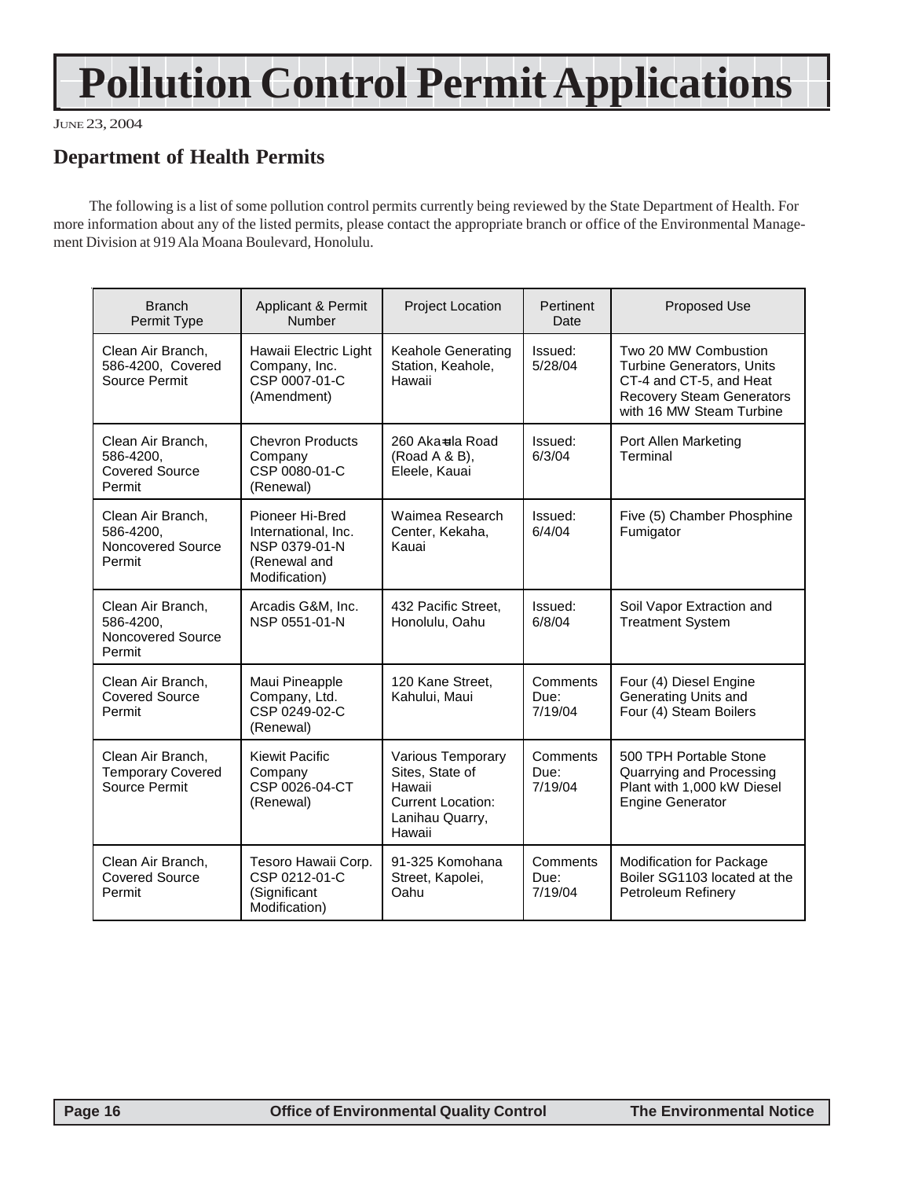# Pollution Control Permit Applications

JUNE 23, 2004

## Department of Health Permits

The following is a list of some pollution control permits currently being reviewed by the State Department of Health. For more information about any of the listed permits, please contact the appropriate branch or office of the Environmental Management Division at 919 Ala Moana Boulevard, Honolulu.

| Branch Permit Type | Applicant & Permit Number | Project Location | Pertinent Date | Proposed Use |
|---|---|---|---|---|
| Clean Air Branch, 586-4200, Covered Source Permit | Hawaii Electric Light Company, Inc. CSP 0007-01-C (Amendment) | Keahole Generating Station, Keahole, Hawaii | Issued: 5/28/04 | Two 20 MW Combustion Turbine Generators, Units CT-4 and CT-5, and Heat Recovery Steam Generators with 16 MW Steam Turbine |
| Clean Air Branch, 586-4200, Covered Source Permit | Chevron Products Company CSP 0080-01-C (Renewal) | 260 Aka‘ula Road (Road A & B), Eleele, Kauai | Issued: 6/3/04 | Port Allen Marketing Terminal |
| Clean Air Branch, 586-4200, Noncovered Source Permit | Pioneer Hi-Bred International, Inc. NSP 0379-01-N (Renewal and Modification) | Waimea Research Center, Kekaha, Kauai | Issued: 6/4/04 | Five (5) Chamber Phosphine Fumigator |
| Clean Air Branch, 586-4200, Noncovered Source Permit | Arcadis G&M, Inc. NSP 0551-01-N | 432 Pacific Street, Honolulu, Oahu | Issued: 6/8/04 | Soil Vapor Extraction and Treatment System |
| Clean Air Branch, Covered Source Permit | Maui Pineapple Company, Ltd. CSP 0249-02-C (Renewal) | 120 Kane Street, Kahului, Maui | Comments Due: 7/19/04 | Four (4) Diesel Engine Generating Units and Four (4) Steam Boilers |
| Clean Air Branch, Temporary Covered Source Permit | Kiewit Pacific Company CSP 0026-04-CT (Renewal) | Various Temporary Sites, State of Hawaii Current Location: Lanihau Quarry, Hawaii | Comments Due: 7/19/04 | 500 TPH Portable Stone Quarrying and Processing Plant with 1,000 kW Diesel Engine Generator |
| Clean Air Branch, Covered Source Permit | Tesoro Hawaii Corp. CSP 0212-01-C (Significant Modification) | 91-325 Komohana Street, Kapolei, Oahu | Comments Due: 7/19/04 | Modification for Package Boiler SG1103 located at the Petroleum Refinery |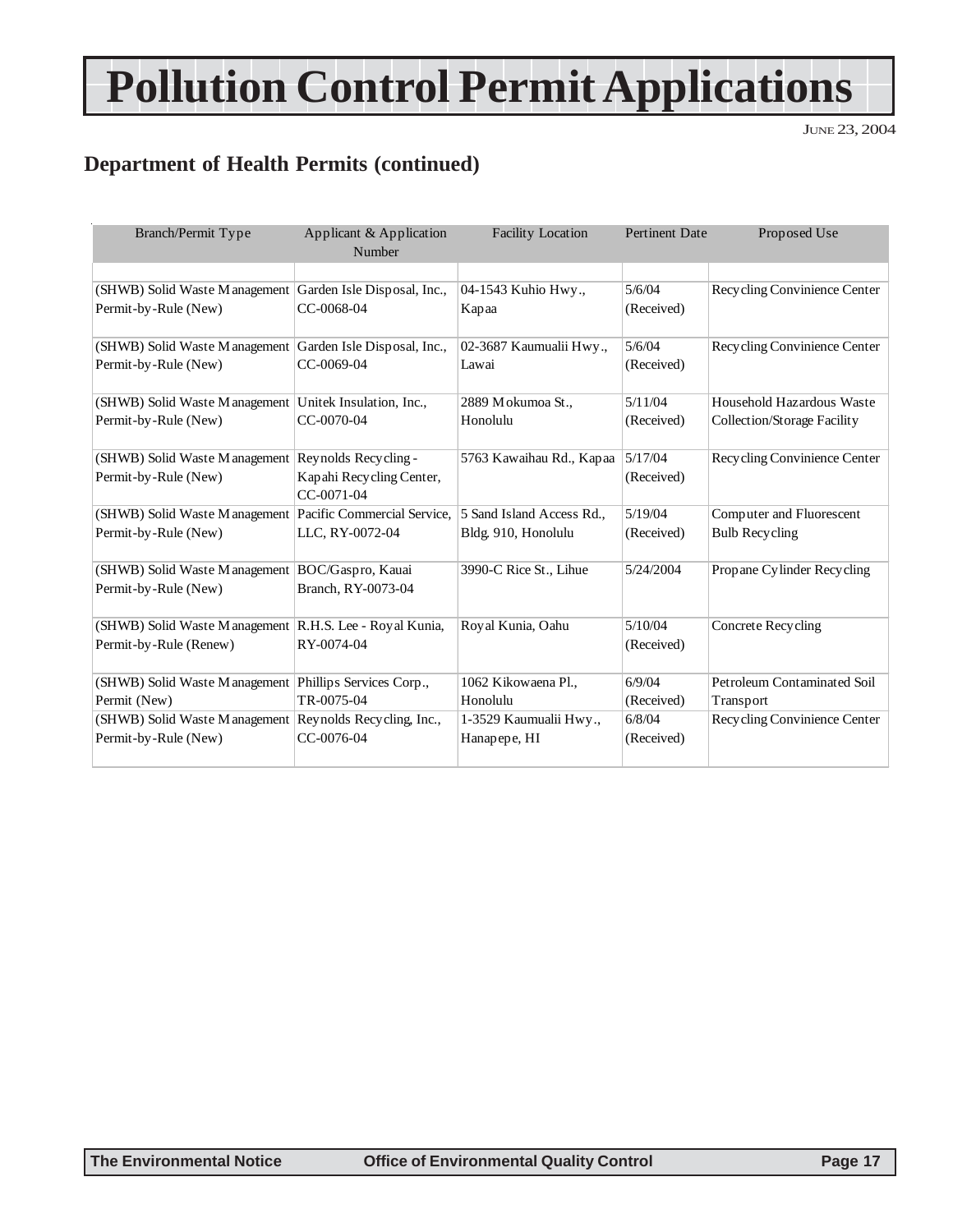# Pollution Control Permit Applications

JUNE 23, 2004

## Department of Health Permits (continued)

| Branch/Permit Type | Applicant & Application Number | Facility Location | Pertinent Date | Proposed Use |
|---|---|---|---|---|
| | | | | |
| (SHWB) Solid Waste Management Permit-by-Rule (New) | Garden Isle Disposal, Inc., CC-0068-04 | 04-1543 Kuhio Hwy., Kapaa | 5/6/04 (Received) | Recycling Convinience Center |
| (SHWB) Solid Waste Management Permit-by-Rule (New) | Garden Isle Disposal, Inc., CC-0069-04 | 02-3687 Kaumualii Hwy., Lawai | 5/6/04 (Received) | Recycling Convinience Center |
| (SHWB) Solid Waste Management Permit-by-Rule (New) | Unitek Insulation, Inc., CC-0070-04 | 2889 Mokumoa St., Honolulu | 5/11/04 (Received) | Household Hazardous Waste Collection/Storage Facility |
| (SHWB) Solid Waste Management Permit-by-Rule (New) | Reynolds Recycling - Kapahi Recycling Center, CC-0071-04 | 5763 Kawaihau Rd., Kapaa | 5/17/04 (Received) | Recycling Convinience Center |
| (SHWB) Solid Waste Management Permit-by-Rule (New) | Pacific Commercial Service, LLC, RY-0072-04 | 5 Sand Island Access Rd., Bldg. 910, Honolulu | 5/19/04 (Received) | Computer and Fluorescent Bulb Recycling |
| (SHWB) Solid Waste Management Permit-by-Rule (New) | BOC/Gaspro, Kauai Branch, RY-0073-04 | 3990-C Rice St., Lihue | 5/24/2004 | Propane Cylinder Recycling |
| (SHWB) Solid Waste Management Permit-by-Rule (Renew) | R.H.S. Lee - Royal Kunia, RY-0074-04 | Royal Kunia, Oahu | 5/10/04 (Received) | Concrete Recycling |
| (SHWB) Solid Waste Management Permit (New) | Phillips Services Corp., TR-0075-04 | 1062 Kikowaena Pl., Honolulu | 6/9/04 (Received) | Petroleum Contaminated Soil Transport |
| (SHWB) Solid Waste Management Permit-by-Rule (New) | Reynolds Recycling, Inc., CC-0076-04 | 1-3529 Kaumualii Hwy., Hanapepe, HI | 6/8/04 (Received) | Recycling Convinience Center |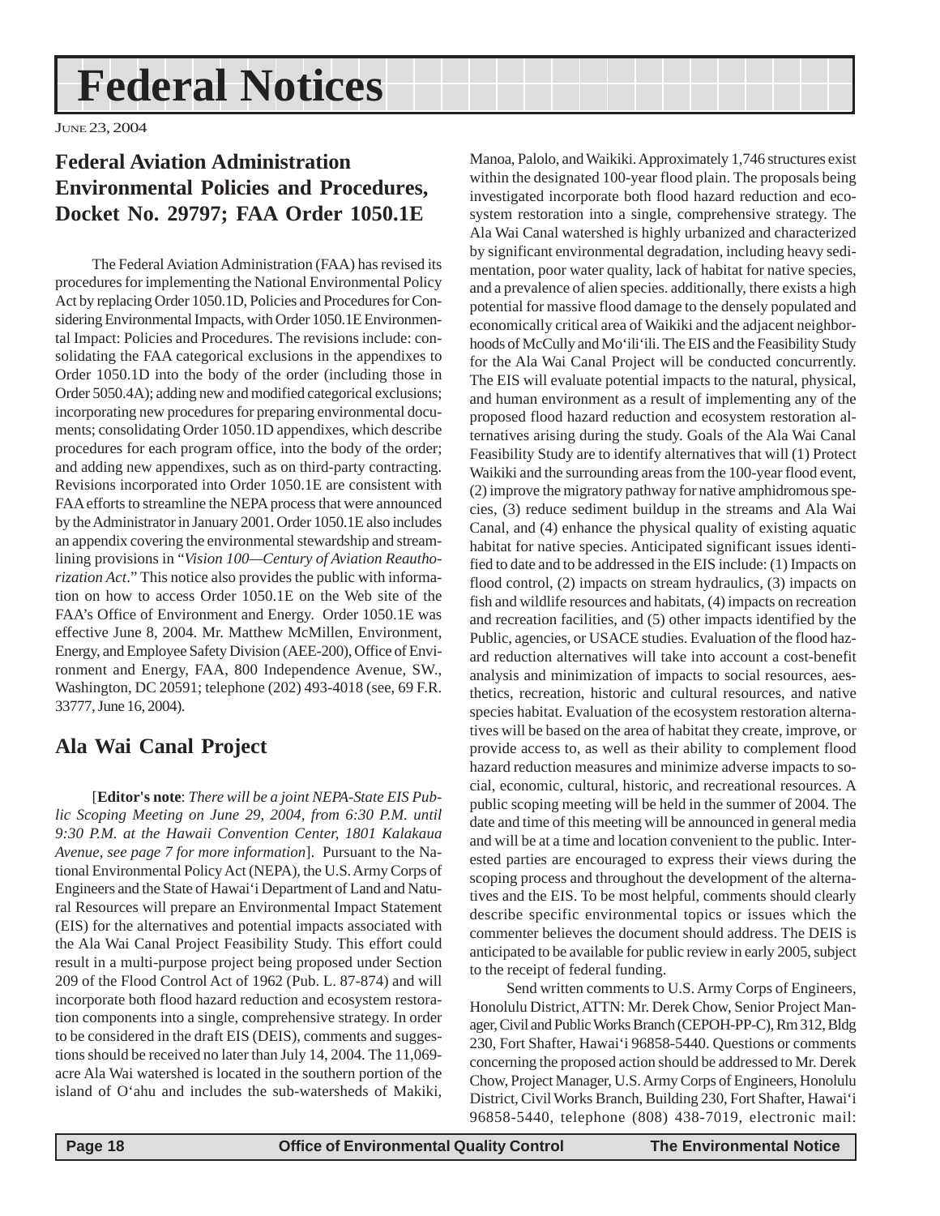# Federal Notices

JUNE 23, 2004

## Federal Aviation Administration Environmental Policies and Procedures, Docket No. 29797; FAA Order 1050.1E

The Federal Aviation Administration (FAA) has revised its procedures for implementing the National Environmental Policy Act by replacing Order 1050.1D, Policies and Procedures for Considering Environmental Impacts, with Order 1050.1E Environmental Impact: Policies and Procedures. The revisions include: consolidating the FAA categorical exclusions in the appendixes to Order 1050.1D into the body of the order (including those in Order 5050.4A); adding new and modified categorical exclusions; incorporating new procedures for preparing environmental documents; consolidating Order 1050.1D appendixes, which describe procedures for each program office, into the body of the order; and adding new appendixes, such as on third-party contracting. Revisions incorporated into Order 1050.1E are consistent with FAA efforts to streamline the NEPA process that were announced by the Administrator in January 2001. Order 1050.1E also includes an appendix covering the environmental stewardship and streamlining provisions in "*Vision 100—Century of Aviation Reauthorization Act*." This notice also provides the public with information on how to access Order 1050.1E on the Web site of the FAA's Office of Environment and Energy. Order 1050.1E was effective June 8, 2004. Mr. Matthew McMillen, Environment, Energy, and Employee Safety Division (AEE-200), Office of Environment and Energy, FAA, 800 Independence Avenue, SW., Washington, DC 20591; telephone (202) 493-4018 (see, 69 F.R. 33777, June 16, 2004).

## Ala Wai Canal Project

[**Editor's note**: *There will be a joint NEPA-State EIS Public Scoping Meeting on June 29, 2004, from 6:30 P.M. until 9:30 P.M. at the Hawaii Convention Center, 1801 Kalakaua Avenue, see page 7 for more information*]. Pursuant to the National Environmental Policy Act (NEPA), the U.S. Army Corps of Engineers and the State of Hawai'i Department of Land and Natural Resources will prepare an Environmental Impact Statement (EIS) for the alternatives and potential impacts associated with the Ala Wai Canal Project Feasibility Study. This effort could result in a multi-purpose project being proposed under Section 209 of the Flood Control Act of 1962 (Pub. L. 87-874) and will incorporate both flood hazard reduction and ecosystem restoration components into a single, comprehensive strategy. In order to be considered in the draft EIS (DEIS), comments and suggestions should be received no later than July 14, 2004. The 11,069-acre Ala Wai watershed is located in the southern portion of the island of O'ahu and includes the sub-watersheds of Makiki, Manoa, Palolo, and Waikiki. Approximately 1,746 structures exist within the designated 100-year flood plain. The proposals being investigated incorporate both flood hazard reduction and ecosystem restoration into a single, comprehensive strategy. The Ala Wai Canal watershed is highly urbanized and characterized by significant environmental degradation, including heavy sedimentation, poor water quality, lack of habitat for native species, and a prevalence of alien species. additionally, there exists a high potential for massive flood damage to the densely populated and economically critical area of Waikiki and the adjacent neighborhoods of McCully and Mo'ili'ili. The EIS and the Feasibility Study for the Ala Wai Canal Project will be conducted concurrently. The EIS will evaluate potential impacts to the natural, physical, and human environment as a result of implementing any of the proposed flood hazard reduction and ecosystem restoration alternatives arising during the study. Goals of the Ala Wai Canal Feasibility Study are to identify alternatives that will (1) Protect Waikiki and the surrounding areas from the 100-year flood event, (2) improve the migratory pathway for native amphidromous species, (3) reduce sediment buildup in the streams and Ala Wai Canal, and (4) enhance the physical quality of existing aquatic habitat for native species. Anticipated significant issues identified to date and to be addressed in the EIS include: (1) Impacts on flood control, (2) impacts on stream hydraulics, (3) impacts on fish and wildlife resources and habitats, (4) impacts on recreation and recreation facilities, and (5) other impacts identified by the Public, agencies, or USACE studies. Evaluation of the flood hazard reduction alternatives will take into account a cost-benefit analysis and minimization of impacts to social resources, aesthetics, recreation, historic and cultural resources, and native species habitat. Evaluation of the ecosystem restoration alternatives will be based on the area of habitat they create, improve, or provide access to, as well as their ability to complement flood hazard reduction measures and minimize adverse impacts to social, economic, cultural, historic, and recreational resources. A public scoping meeting will be held in the summer of 2004. The date and time of this meeting will be announced in general media and will be at a time and location convenient to the public. Interested parties are encouraged to express their views during the scoping process and throughout the development of the alternatives and the EIS. To be most helpful, comments should clearly describe specific environmental topics or issues which the commenter believes the document should address. The DEIS is anticipated to be available for public review in early 2005, subject to the receipt of federal funding.

Send written comments to U.S. Army Corps of Engineers, Honolulu District, ATTN: Mr. Derek Chow, Senior Project Manager, Civil and Public Works Branch (CEPOH-PP-C), Rm 312, Bldg 230, Fort Shafter, Hawai'i 96858-5440. Questions or comments concerning the proposed action should be addressed to Mr. Derek Chow, Project Manager, U.S. Army Corps of Engineers, Honolulu District, Civil Works Branch, Building 230, Fort Shafter, Hawai'i 96858-5440, telephone (808) 438-7019, electronic mail: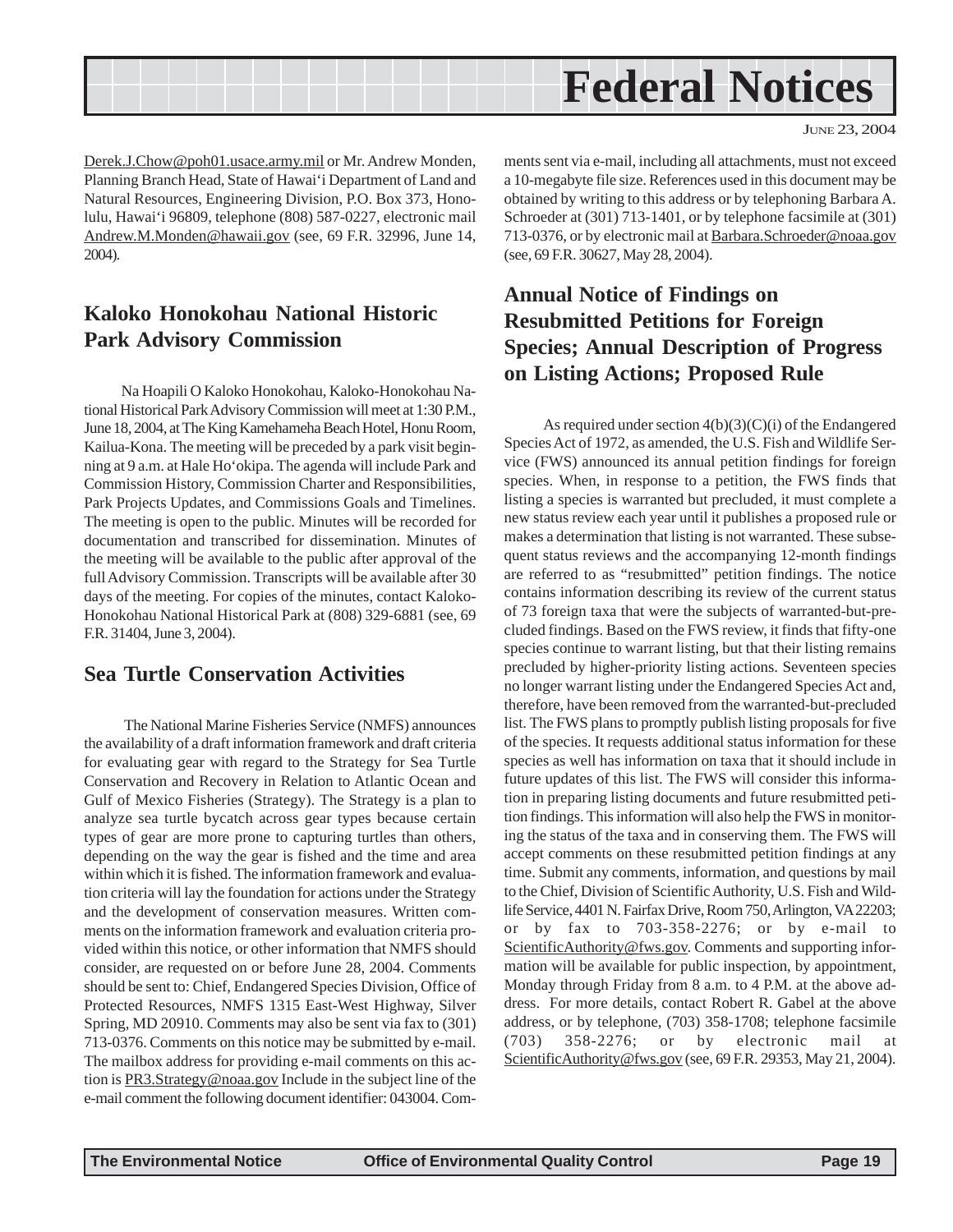Derek.J.Chow@poh01.usace.army.mil or Mr. Andrew Monden, Planning Branch Head, State of Hawai'i Department of Land and Natural Resources, Engineering Division, P.O. Box 373, Honolulu, Hawai'i 96809, telephone (808) 587-0227, electronic mail Andrew.M.Monden@hawaii.gov (see, 69 F.R. 32996, June 14, 2004).

## Kaloko Honokohau National Historic Park Advisory Commission

Na Hoapili O Kaloko Honokohau, Kaloko-Honokohau National Historical Park Advisory Commission will meet at 1:30 P.M., June 18, 2004, at The King Kamehameha Beach Hotel, Honu Room, Kailua-Kona. The meeting will be preceded by a park visit beginning at 9 a.m. at Hale Ho'okipa. The agenda will include Park and Commission History, Commission Charter and Responsibilities, Park Projects Updates, and Commissions Goals and Timelines. The meeting is open to the public. Minutes will be recorded for documentation and transcribed for dissemination. Minutes of the meeting will be available to the public after approval of the full Advisory Commission. Transcripts will be available after 30 days of the meeting. For copies of the minutes, contact Kaloko-Honokohau National Historical Park at (808) 329-6881 (see, 69 F.R. 31404, June 3, 2004).

## Sea Turtle Conservation Activities

The National Marine Fisheries Service (NMFS) announces the availability of a draft information framework and draft criteria for evaluating gear with regard to the Strategy for Sea Turtle Conservation and Recovery in Relation to Atlantic Ocean and Gulf of Mexico Fisheries (Strategy). The Strategy is a plan to analyze sea turtle bycatch across gear types because certain types of gear are more prone to capturing turtles than others, depending on the way the gear is fished and the time and area within which it is fished. The information framework and evaluation criteria will lay the foundation for actions under the Strategy and the development of conservation measures. Written comments on the information framework and evaluation criteria provided within this notice, or other information that NMFS should consider, are requested on or before June 28, 2004. Comments should be sent to: Chief, Endangered Species Division, Office of Protected Resources, NMFS 1315 East-West Highway, Silver Spring, MD 20910. Comments may also be sent via fax to (301) 713-0376. Comments on this notice may be submitted by e-mail. The mailbox address for providing e-mail comments on this action is PR3.Strategy@noaa.gov Include in the subject line of the e-mail comment the following document identifier: 043004. Comments sent via e-mail, including all attachments, must not exceed a 10-megabyte file size. References used in this document may be obtained by writing to this address or by telephoning Barbara A. Schroeder at (301) 713-1401, or by telephone facsimile at (301) 713-0376, or by electronic mail at Barbara.Schroeder@noaa.gov (see, 69 F.R. 30627, May 28, 2004).

## Annual Notice of Findings on Resubmitted Petitions for Foreign Species; Annual Description of Progress on Listing Actions; Proposed Rule

As required under section 4(b)(3)(C)(i) of the Endangered Species Act of 1972, as amended, the U.S. Fish and Wildlife Service (FWS) announced its annual petition findings for foreign species. When, in response to a petition, the FWS finds that listing a species is warranted but precluded, it must complete a new status review each year until it publishes a proposed rule or makes a determination that listing is not warranted. These subsequent status reviews and the accompanying 12-month findings are referred to as "resubmitted" petition findings. The notice contains information describing its review of the current status of 73 foreign taxa that were the subjects of warranted-but-precluded findings. Based on the FWS review, it finds that fifty-one species continue to warrant listing, but that their listing remains precluded by higher-priority listing actions. Seventeen species no longer warrant listing under the Endangered Species Act and, therefore, have been removed from the warranted-but-precluded list. The FWS plans to promptly publish listing proposals for five of the species. It requests additional status information for these species as well has information on taxa that it should include in future updates of this list. The FWS will consider this information in preparing listing documents and future resubmitted petition findings. This information will also help the FWS in monitoring the status of the taxa and in conserving them. The FWS will accept comments on these resubmitted petition findings at any time. Submit any comments, information, and questions by mail to the Chief, Division of Scientific Authority, U.S. Fish and Wildlife Service, 4401 N. Fairfax Drive, Room 750, Arlington, VA 22203; or by fax to 703-358-2276; or by e-mail to ScientificAuthority@fws.gov. Comments and supporting information will be available for public inspection, by appointment, Monday through Friday from 8 a.m. to 4 P.M. at the above address. For more details, contact Robert R. Gabel at the above address, or by telephone, (703) 358-1708; telephone facsimile (703) 358-2276; or by electronic mail at ScientificAuthority@fws.gov (see, 69 F.R. 29353, May 21, 2004).